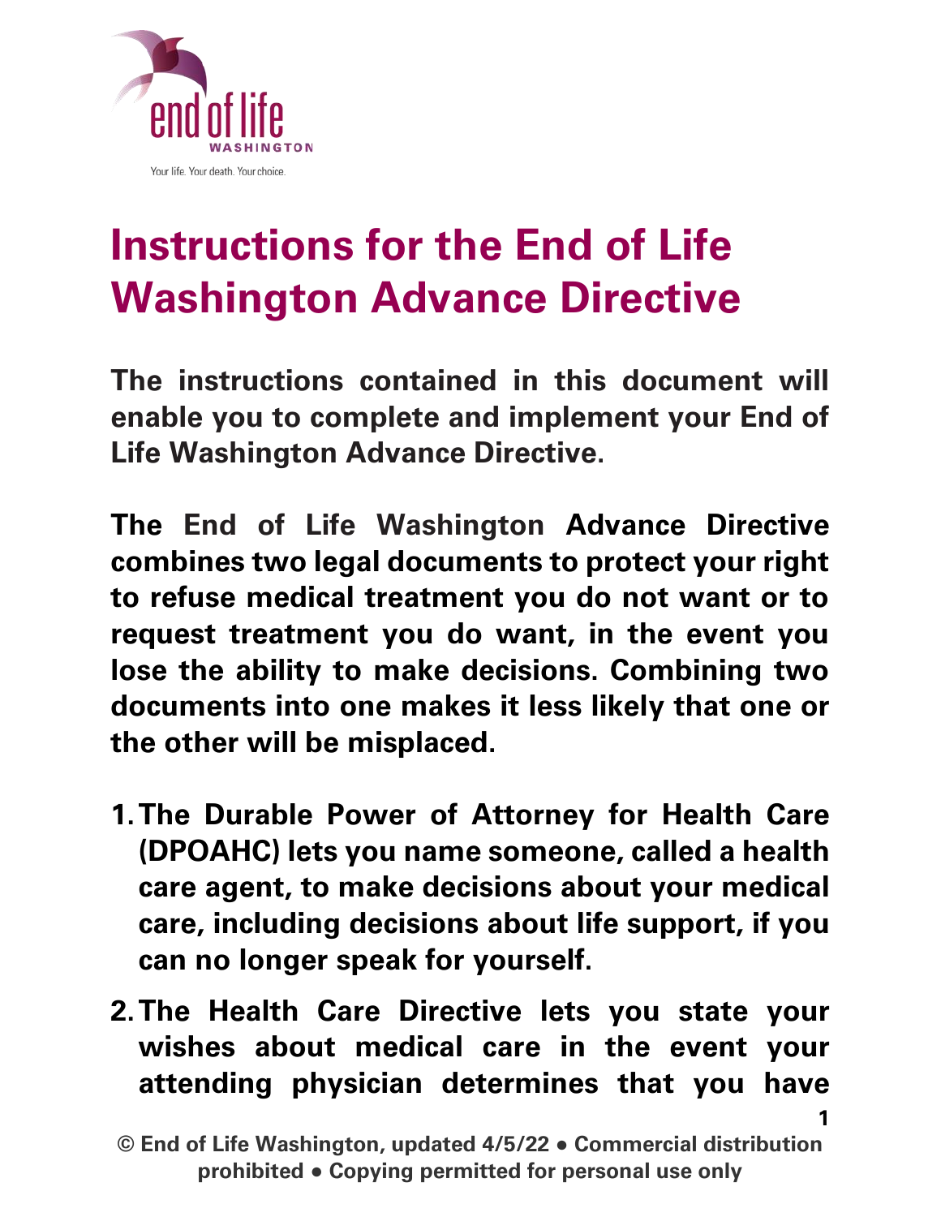end of life
WASHINGTON
Your life. Your death. Your choice.

# Instructions for the End of Life Washington Advance Directive

**The instructions contained in this document will enable you to complete and implement your End of Life Washington Advance Directive.**

**The** End of Life Washington **Advance Directive combines two legal documents to protect your right to refuse medical treatment you do not want or to request treatment you do want, in the event you lose the ability to make decisions. Combining two documents into one makes it less likely that one or the other will be misplaced.**

1. **The Durable Power of Attorney for Health Care (DPOAHC) lets you name someone, called a health care agent, to make decisions about your medical care, including decisions about life support, if you can no longer speak for yourself.**
2. **The Health Care Directive lets you state your wishes about medical care in the event your attending physician determines that you have**

**© End of Life Washington, updated 4/5/22 ● Commercial distribution prohibited ● Copying permitted for personal use only**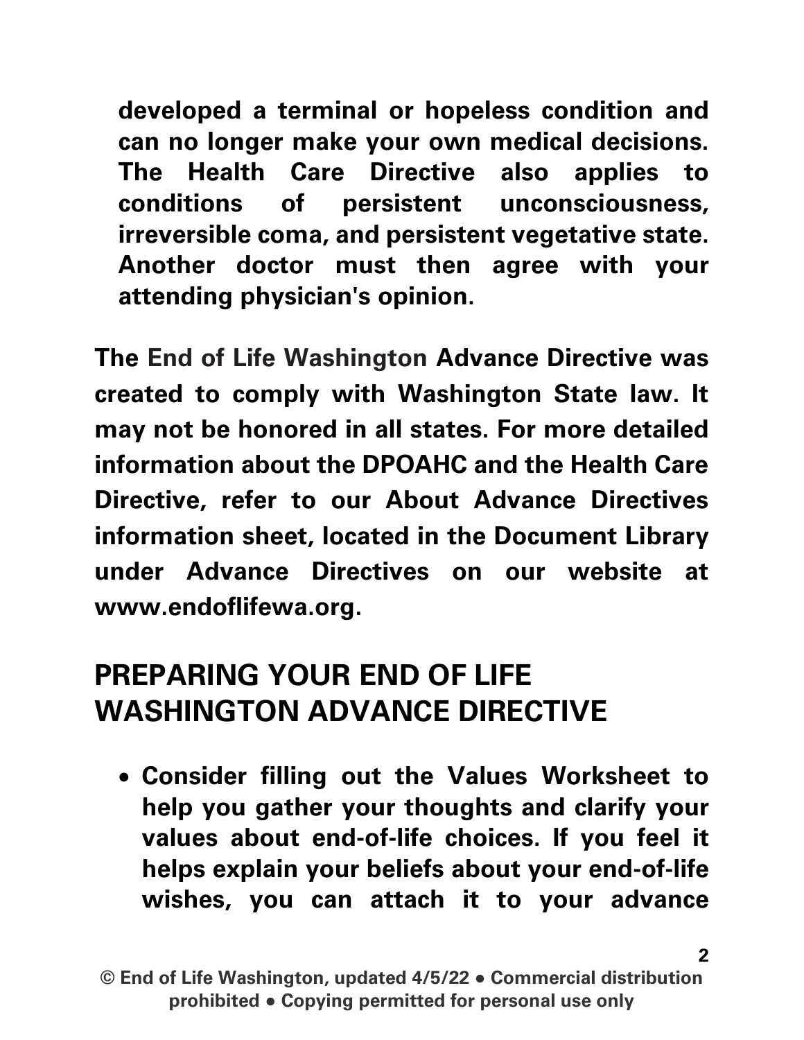developed a terminal or hopeless condition and can no longer make your own medical decisions. The Health Care Directive also applies to conditions of persistent unconsciousness, irreversible coma, and persistent vegetative state. Another doctor must then agree with your attending physician's opinion.

**The End of Life Washington Advance Directive was created to comply with Washington State law. It may not be honored in all states. For more detailed information about the DPOAHC and the Health Care Directive, refer to our About Advance Directives information sheet, located in the Document Library under Advance Directives on our website at www.endoflifewa.org.**

## PREPARING YOUR END OF LIFE WASHINGTON ADVANCE DIRECTIVE

- **Consider filling out the Values Worksheet to help you gather your thoughts and clarify your values about end-of-life choices. If you feel it helps explain your beliefs about your end-of-life wishes, you can attach it to your advance**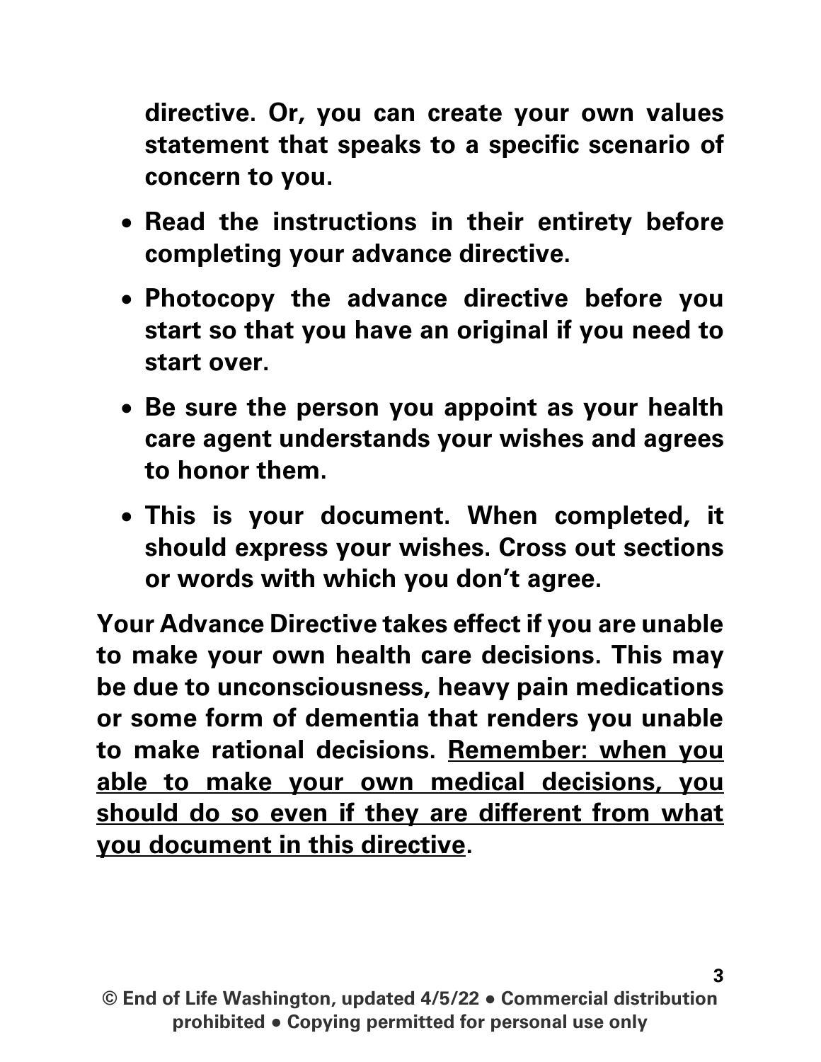**directive. Or, you can create your own values statement that speaks to a specific scenario of concern to you.**

- **Read the instructions in their entirety before completing your advance directive.**
- **Photocopy the advance directive before you start so that you have an original if you need to start over.**
- **Be sure the person you appoint as your health care agent understands your wishes and agrees to honor them.**
- **This is your document. When completed, it should express your wishes. Cross out sections or words with which you don't agree.**

**Your Advance Directive takes effect if you are unable to make your own health care decisions. This may be due to unconsciousness, heavy pain medications or some form of dementia that renders you unable to make rational decisions. <u>Remember: when you able to make your own medical decisions, you should do so even if they are different from what you document in this directive</u>.**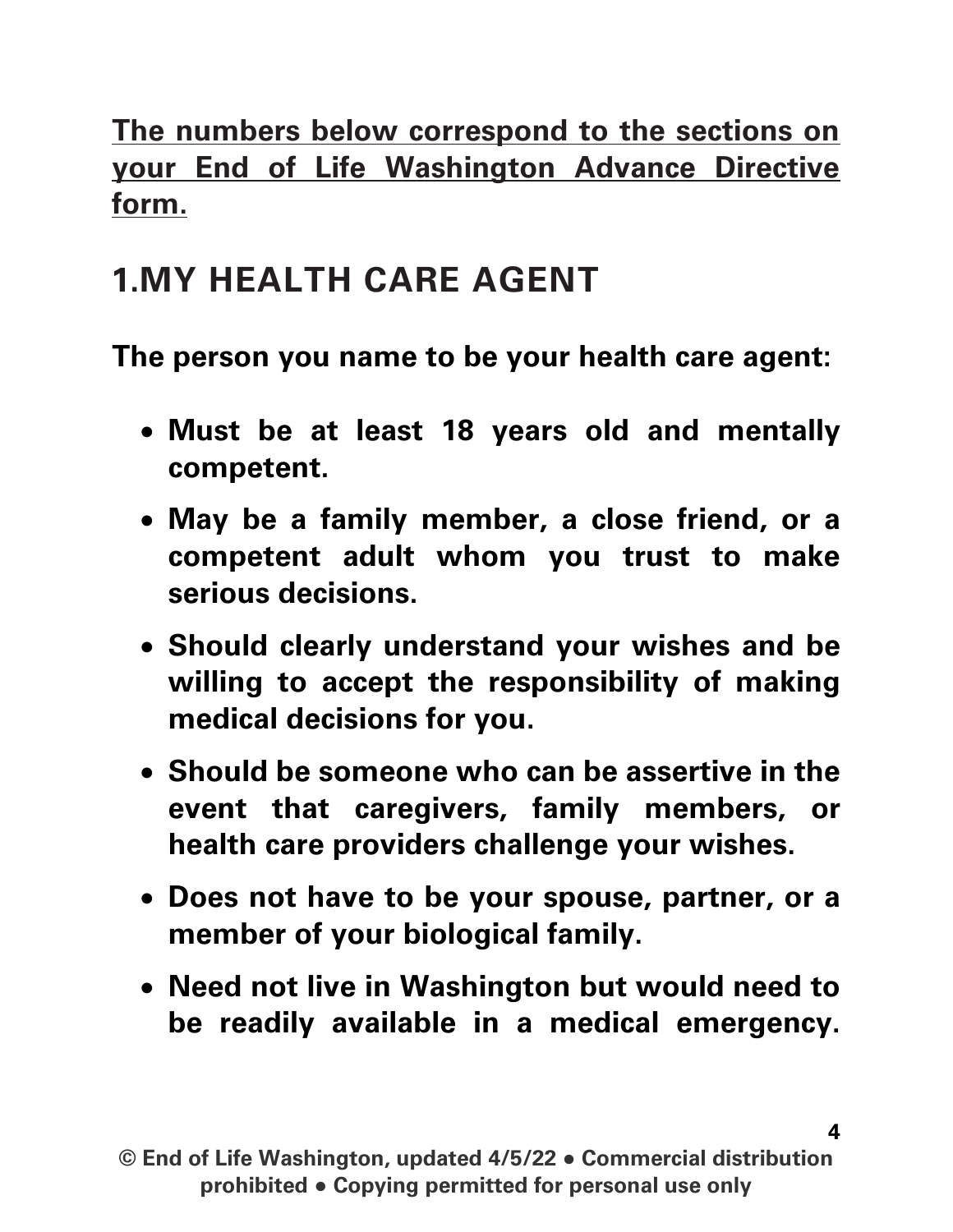**The numbers below correspond to the sections on your End of Life Washington Advance Directive form.**

## 1.MY HEALTH CARE AGENT

**The person you name to be your health care agent:**

- **Must be at least 18 years old and mentally competent.**
- **May be a family member, a close friend, or a competent adult whom you trust to make serious decisions.**
- **Should clearly understand your wishes and be willing to accept the responsibility of making medical decisions for you.**
- **Should be someone who can be assertive in the event that caregivers, family members, or health care providers challenge your wishes.**
- **Does not have to be your spouse, partner, or a member of your biological family.**
- **Need not live in Washington but would need to be readily available in a medical emergency.**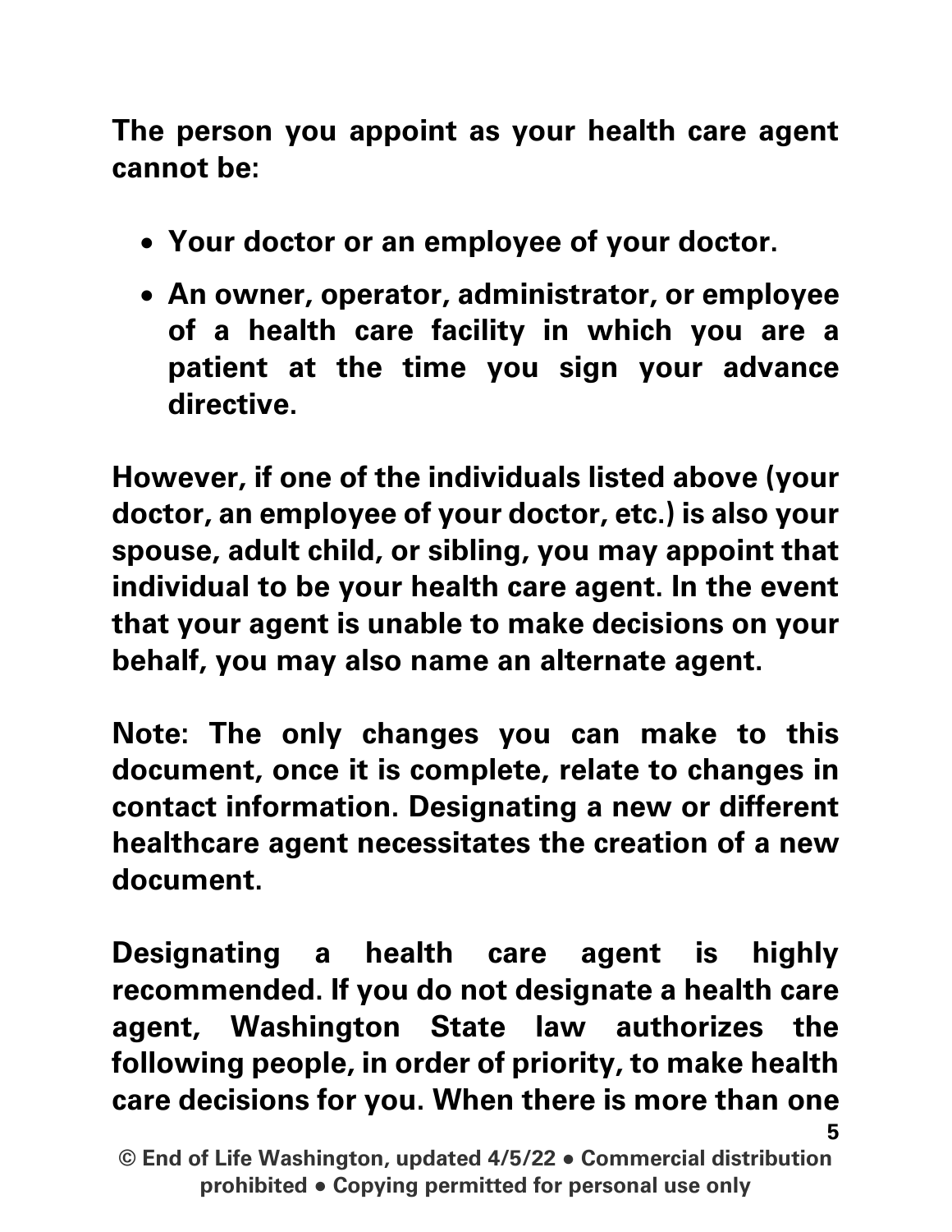**The person you appoint as your health care agent cannot be:**

- **Your doctor or an employee of your doctor.**
- **An owner, operator, administrator, or employee of a health care facility in which you are a patient at the time you sign your advance directive.**

**However, if one of the individuals listed above (your doctor, an employee of your doctor, etc.) is also your spouse, adult child, or sibling, you may appoint that individual to be your health care agent. In the event that your agent is unable to make decisions on your behalf, you may also name an alternate agent.**

**Note: The only changes you can make to this document, once it is complete, relate to changes in contact information. Designating a new or different healthcare agent necessitates the creation of a new document.**

**Designating a health care agent is highly recommended. If you do not designate a health care agent, Washington State law authorizes the following people, in order of priority, to make health care decisions for you. When there is more than one**

**© End of Life Washington, updated 4/5/22 ● Commercial distribution prohibited ● Copying permitted for personal use only**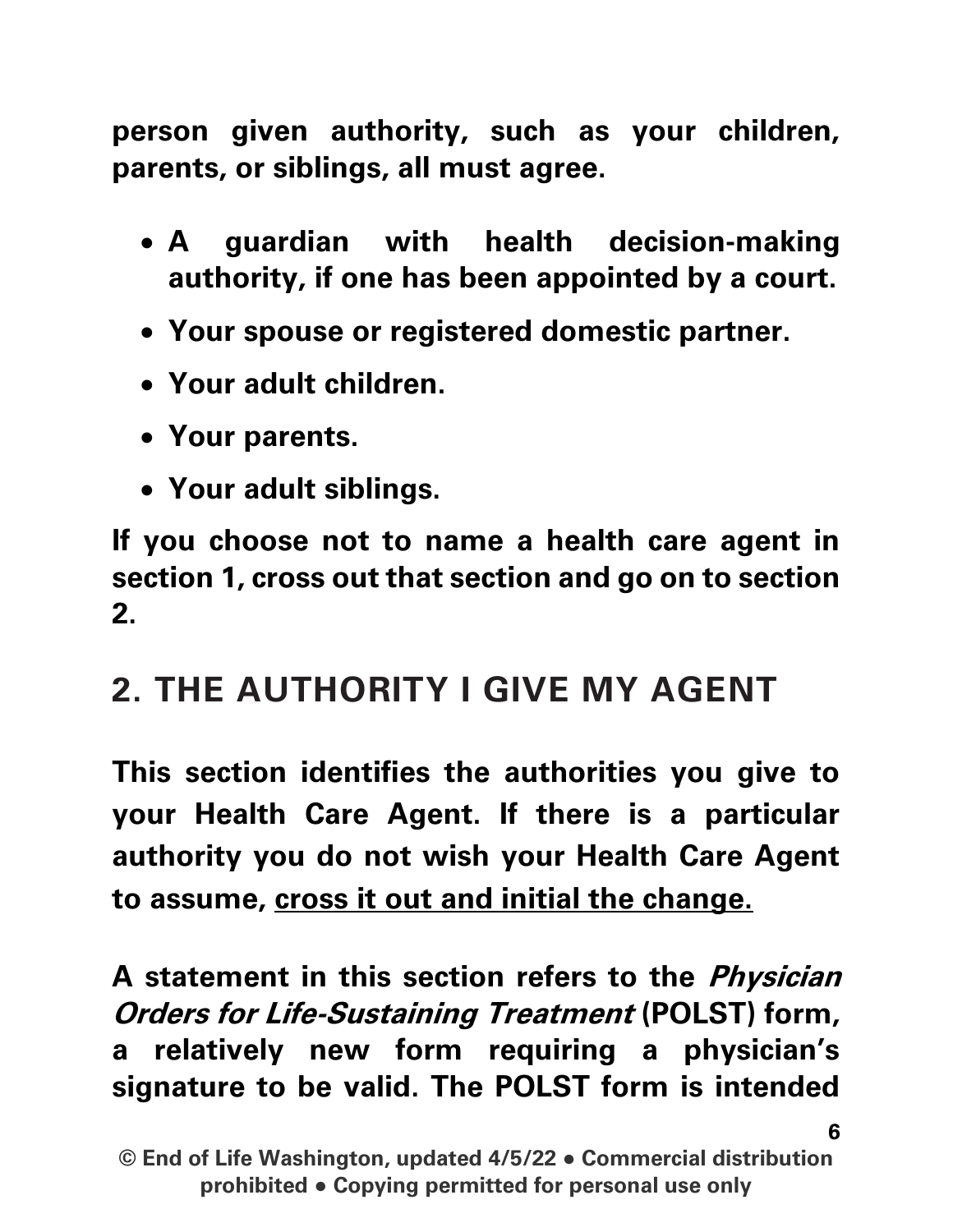**person given authority, such as your children, parents, or siblings, all must agree.**

- **A guardian with health decision-making authority, if one has been appointed by a court.**
- **Your spouse or registered domestic partner.**
- **Your adult children.**
- **Your parents.**
- **Your adult siblings.**

**If you choose not to name a health care agent in section 1, cross out that section and go on to section 2.**

## 2. THE AUTHORITY I GIVE MY AGENT

**This section identifies the authorities you give to your Health Care Agent. If there is a particular authority you do not wish your Health Care Agent to assume, <u>cross it out and initial the change.</u>**

**A statement in this section refers to the *Physician Orders for Life-Sustaining Treatment* (POLST) form, a relatively new form requiring a physician's signature to be valid. The POLST form is intended**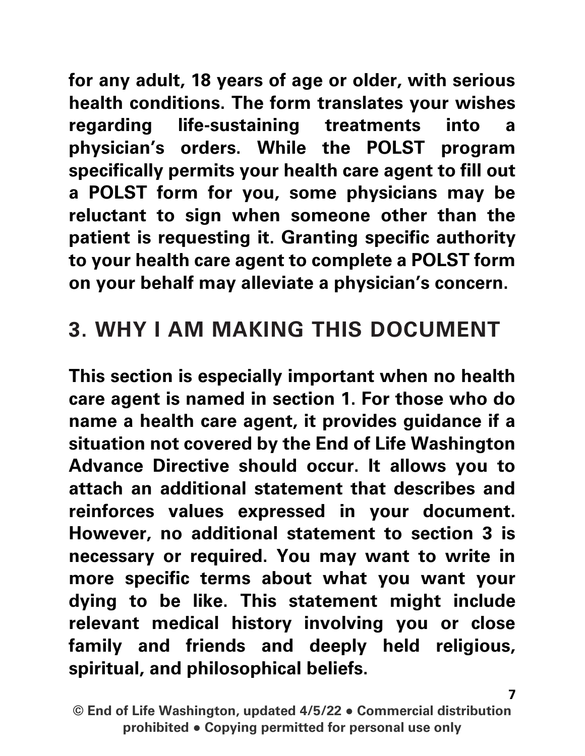**for any adult, 18 years of age or older, with serious health conditions. The form translates your wishes regarding life-sustaining treatments into a physician's orders. While the POLST program specifically permits your health care agent to fill out a POLST form for you, some physicians may be reluctant to sign when someone other than the patient is requesting it. Granting specific authority to your health care agent to complete a POLST form on your behalf may alleviate a physician's concern.**

## 3. WHY I AM MAKING THIS DOCUMENT

**This section is especially important when no health care agent is named in section 1. For those who do name a health care agent, it provides guidance if a situation not covered by the End of Life Washington Advance Directive should occur. It allows you to attach an additional statement that describes and reinforces values expressed in your document. However, no additional statement to section 3 is necessary or required. You may want to write in more specific terms about what you want your dying to be like. This statement might include relevant medical history involving you or close family and friends and deeply held religious, spiritual, and philosophical beliefs.**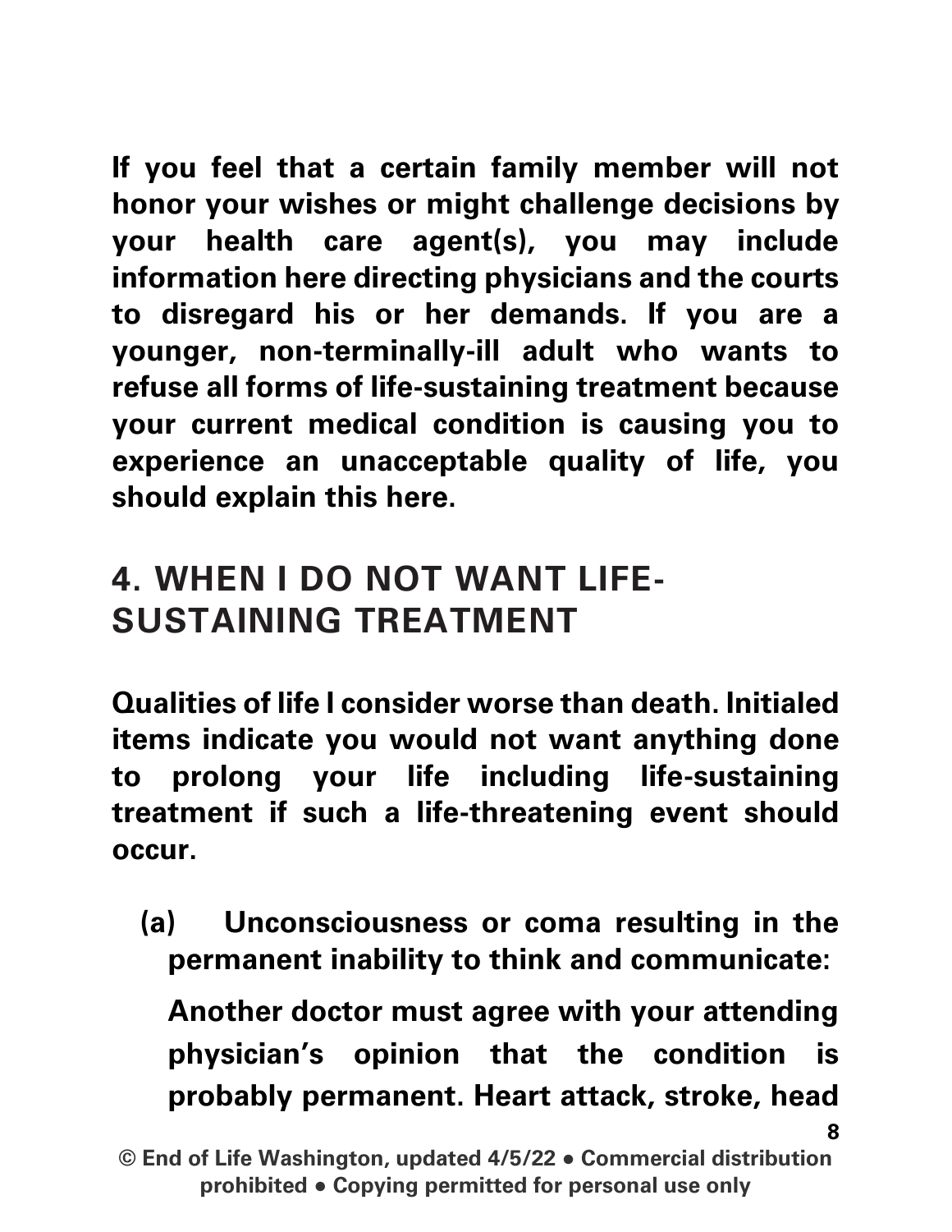**If you feel that a certain family member will not honor your wishes or might challenge decisions by your health care agent(s), you may include information here directing physicians and the courts to disregard his or her demands. If you are a younger, non-terminally-ill adult who wants to refuse all forms of life-sustaining treatment because your current medical condition is causing you to experience an unacceptable quality of life, you should explain this here.**

## 4. WHEN I DO NOT WANT LIFE-SUSTAINING TREATMENT

**Qualities of life I consider worse than death. Initialed items indicate you would not want anything done to prolong your life including life-sustaining treatment if such a life-threatening event should occur.**

**(a) Unconsciousness or coma resulting in the permanent inability to think and communicate:**

**Another doctor must agree with your attending physician's opinion that the condition is probably permanent. Heart attack, stroke, head**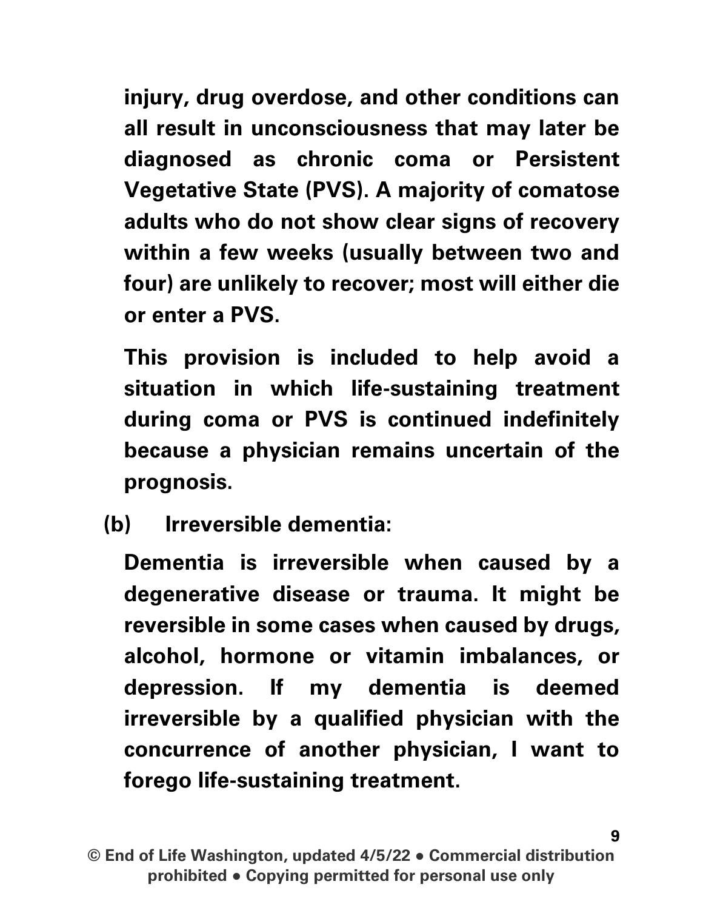**injury, drug overdose, and other conditions can all result in unconsciousness that may later be diagnosed as chronic coma or Persistent Vegetative State (PVS). A majority of comatose adults who do not show clear signs of recovery within a few weeks (usually between two and four) are unlikely to recover; most will either die or enter a PVS.**

**This provision is included to help avoid a situation in which life-sustaining treatment during coma or PVS is continued indefinitely because a physician remains uncertain of the prognosis.**

**(b) Irreversible dementia:**

**Dementia is irreversible when caused by a degenerative disease or trauma. It might be reversible in some cases when caused by drugs, alcohol, hormone or vitamin imbalances, or depression. If my dementia is deemed irreversible by a qualified physician with the concurrence of another physician, I want to forego life-sustaining treatment.**

**© End of Life Washington, updated 4/5/22 • Commercial distribution prohibited • Copying permitted for personal use only**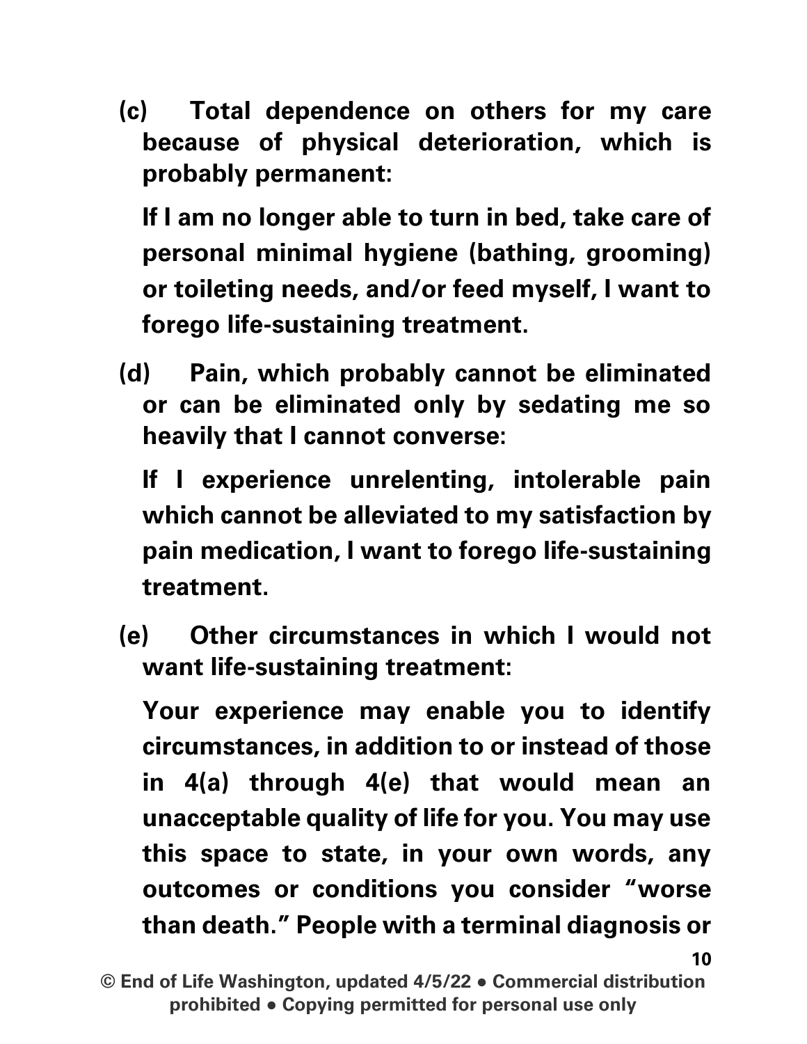**(c) Total dependence on others for my care because of physical deterioration, which is probably permanent:**

**If I am no longer able to turn in bed, take care of personal minimal hygiene (bathing, grooming) or toileting needs, and/or feed myself, I want to forego life-sustaining treatment.**

**(d) Pain, which probably cannot be eliminated or can be eliminated only by sedating me so heavily that I cannot converse:**

**If I experience unrelenting, intolerable pain which cannot be alleviated to my satisfaction by pain medication, I want to forego life-sustaining treatment.**

**(e) Other circumstances in which I would not want life-sustaining treatment:**

**Your experience may enable you to identify circumstances, in addition to or instead of those in 4(a) through 4(e) that would mean an unacceptable quality of life for you. You may use this space to state, in your own words, any outcomes or conditions you consider "worse than death." People with a terminal diagnosis or**

**© End of Life Washington, updated 4/5/22 • Commercial distribution prohibited • Copying permitted for personal use only**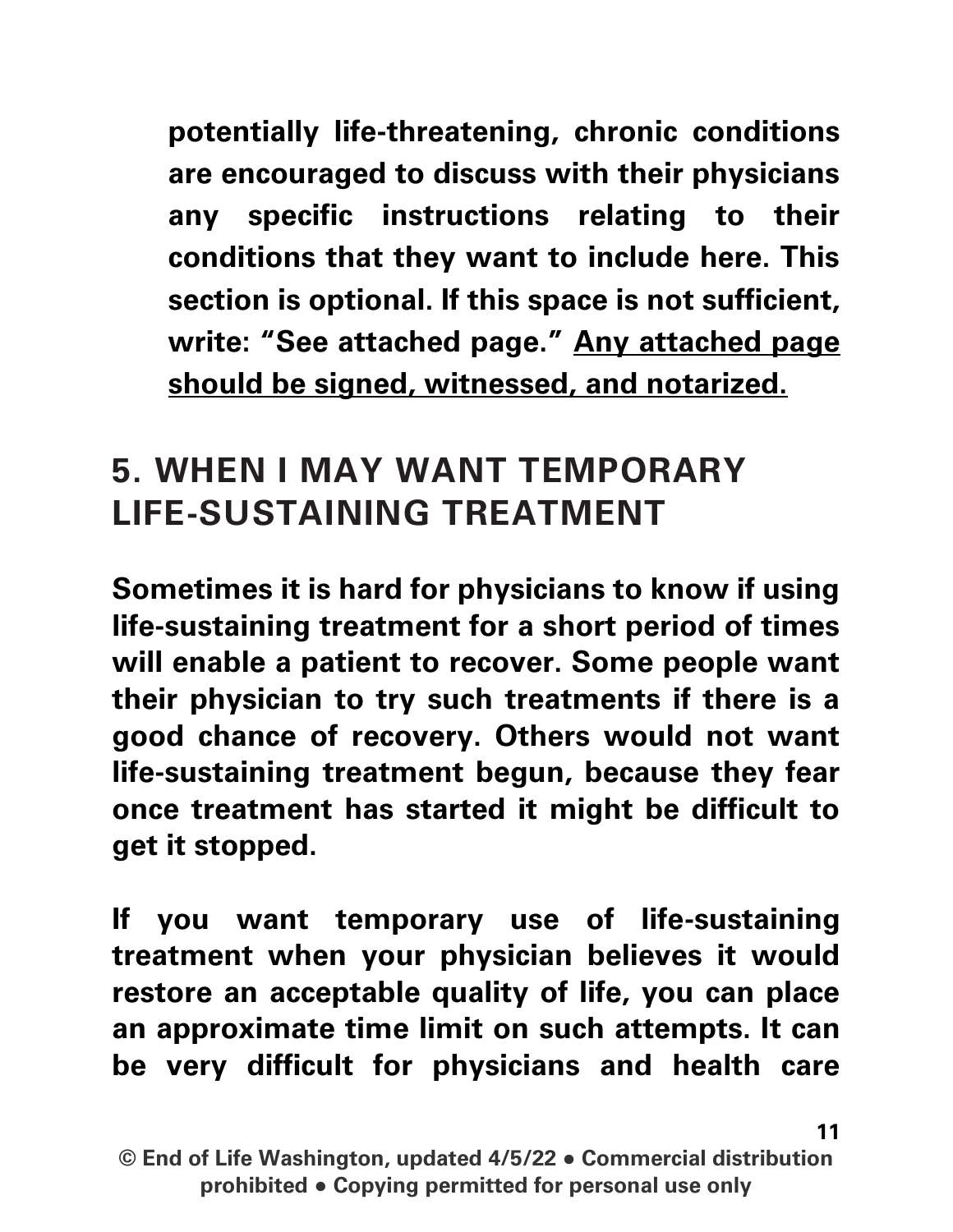**potentially life-threatening, chronic conditions are encouraged to discuss with their physicians any specific instructions relating to their conditions that they want to include here. This section is optional. If this space is not sufficient, write: "See attached page." <u>Any attached page should be signed, witnessed, and notarized.</u>**

## 5. WHEN I MAY WANT TEMPORARY LIFE-SUSTAINING TREATMENT

**Sometimes it is hard for physicians to know if using life-sustaining treatment for a short period of times will enable a patient to recover. Some people want their physician to try such treatments if there is a good chance of recovery. Others would not want life-sustaining treatment begun, because they fear once treatment has started it might be difficult to get it stopped.**

**If you want temporary use of life-sustaining treatment when your physician believes it would restore an acceptable quality of life, you can place an approximate time limit on such attempts. It can be very difficult for physicians and health care**

**© End of Life Washington, updated 4/5/22 • Commercial distribution prohibited • Copying permitted for personal use only**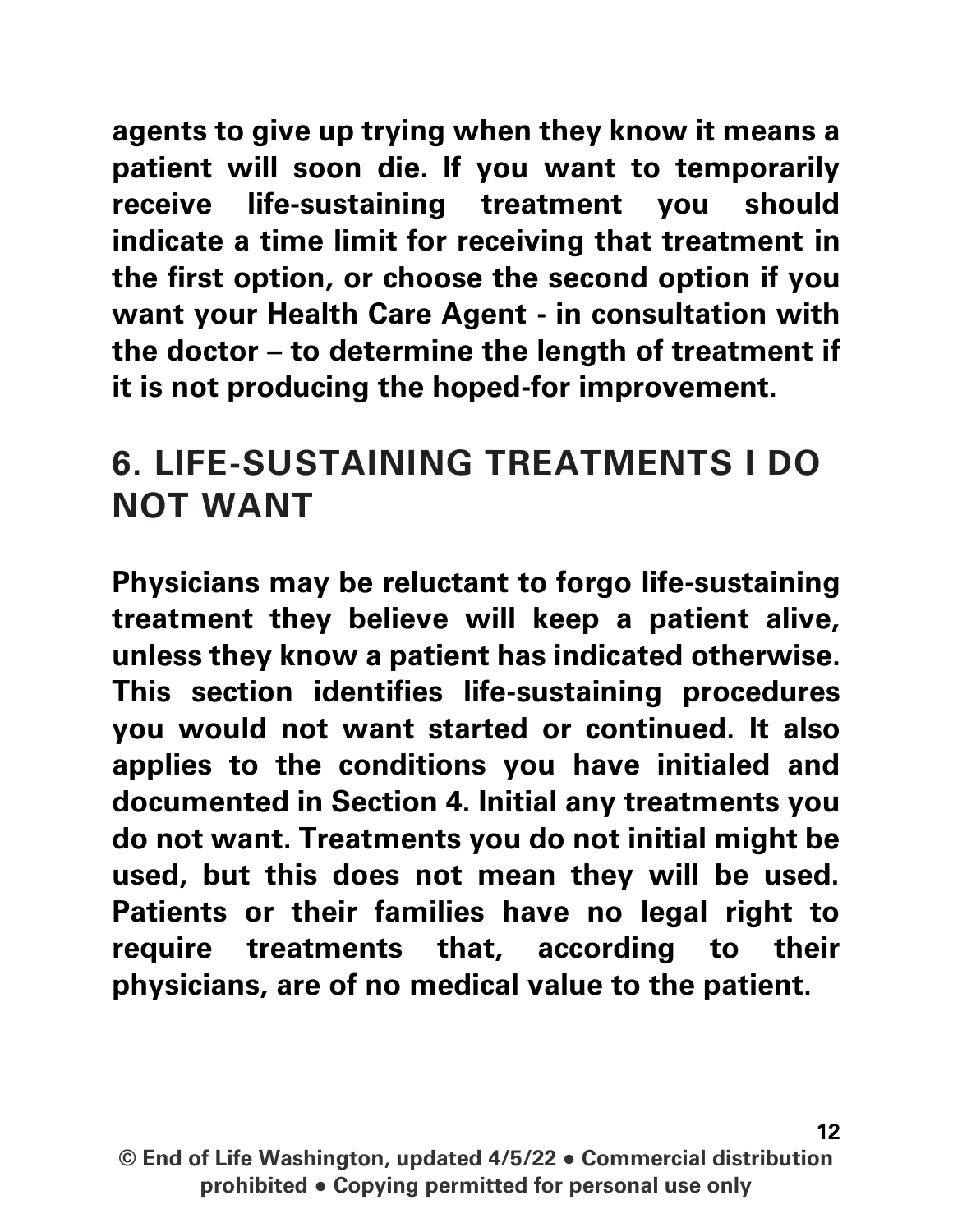**agents to give up trying when they know it means a patient will soon die. If you want to temporarily receive life-sustaining treatment you should indicate a time limit for receiving that treatment in the first option, or choose the second option if you want your Health Care Agent - in consultation with the doctor – to determine the length of treatment if it is not producing the hoped-for improvement.**

## 6. LIFE-SUSTAINING TREATMENTS I DO NOT WANT

**Physicians may be reluctant to forgo life-sustaining treatment they believe will keep a patient alive, unless they know a patient has indicated otherwise. This section identifies life-sustaining procedures you would not want started or continued. It also applies to the conditions you have initialed and documented in Section 4. Initial any treatments you do not want. Treatments you do not initial might be used, but this does not mean they will be used. Patients or their families have no legal right to require treatments that, according to their physicians, are of no medical value to the patient.**

**© End of Life Washington, updated 4/5/22 • Commercial distribution prohibited • Copying permitted for personal use only**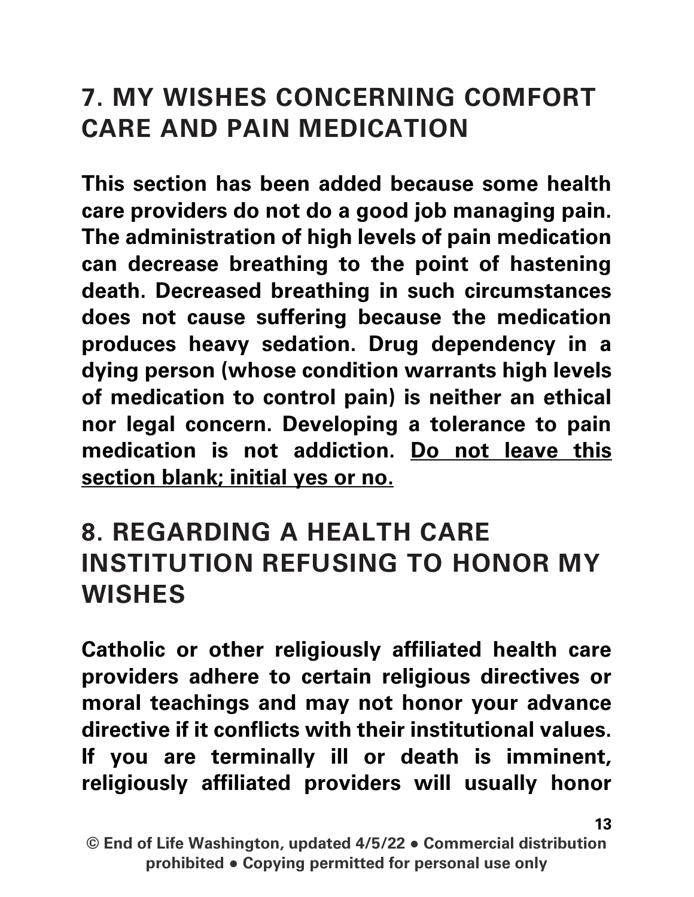## 7. MY WISHES CONCERNING COMFORT CARE AND PAIN MEDICATION

**This section has been added because some health care providers do not do a good job managing pain. The administration of high levels of pain medication can decrease breathing to the point of hastening death. Decreased breathing in such circumstances does not cause suffering because the medication produces heavy sedation. Drug dependency in a dying person (whose condition warrants high levels of medication to control pain) is neither an ethical nor legal concern. Developing a tolerance to pain medication is not addiction. <u>Do not leave this section blank; initial yes or no.</u>**

## 8. REGARDING A HEALTH CARE INSTITUTION REFUSING TO HONOR MY WISHES

**Catholic or other religiously affiliated health care providers adhere to certain religious directives or moral teachings and may not honor your advance directive if it conflicts with their institutional values. If you are terminally ill or death is imminent, religiously affiliated providers will usually honor**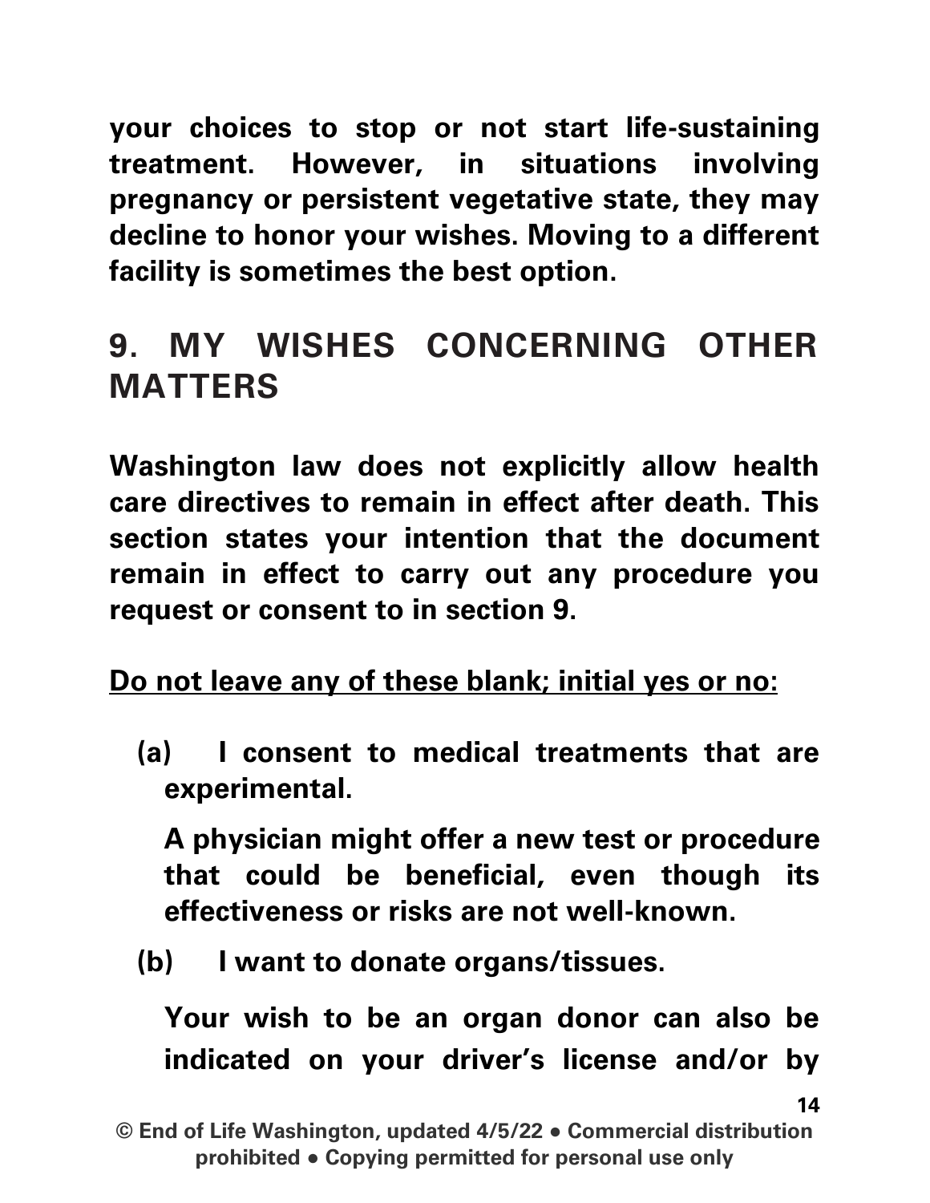**your choices to stop or not start life-sustaining treatment. However, in situations involving pregnancy or persistent vegetative state, they may decline to honor your wishes. Moving to a different facility is sometimes the best option.**

## 9. MY WISHES CONCERNING OTHER MATTERS

**Washington law does not explicitly allow health care directives to remain in effect after death. This section states your intention that the document remain in effect to carry out any procedure you request or consent to in section 9.**

**<u>Do not leave any of these blank; initial yes or no:</u>**

**(a) I consent to medical treatments that are experimental.**

**A physician might offer a new test or procedure that could be beneficial, even though its effectiveness or risks are not well-known.**

**(b) I want to donate organs/tissues.**

**Your wish to be an organ donor can also be indicated on your driver's license and/or by**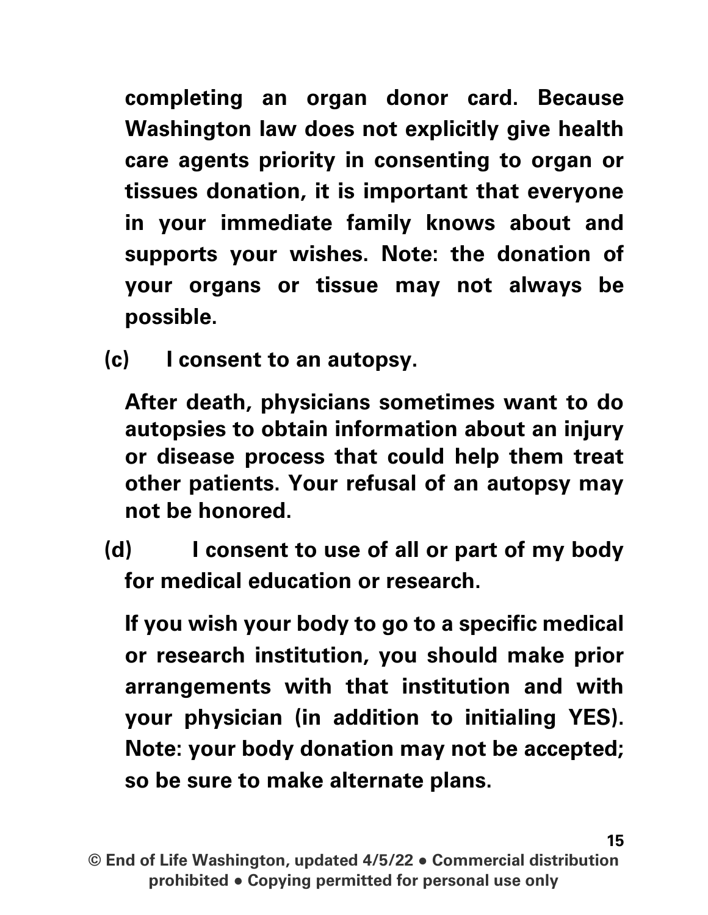**completing an organ donor card. Because Washington law does not explicitly give health care agents priority in consenting to organ or tissues donation, it is important that everyone in your immediate family knows about and supports your wishes. Note: the donation of your organs or tissue may not always be possible.**

**(c) I consent to an autopsy.**

**After death, physicians sometimes want to do autopsies to obtain information about an injury or disease process that could help them treat other patients. Your refusal of an autopsy may not be honored.**

**(d) I consent to use of all or part of my body for medical education or research.**

**If you wish your body to go to a specific medical or research institution, you should make prior arrangements with that institution and with your physician (in addition to initialing YES). Note: your body donation may not be accepted; so be sure to make alternate plans.**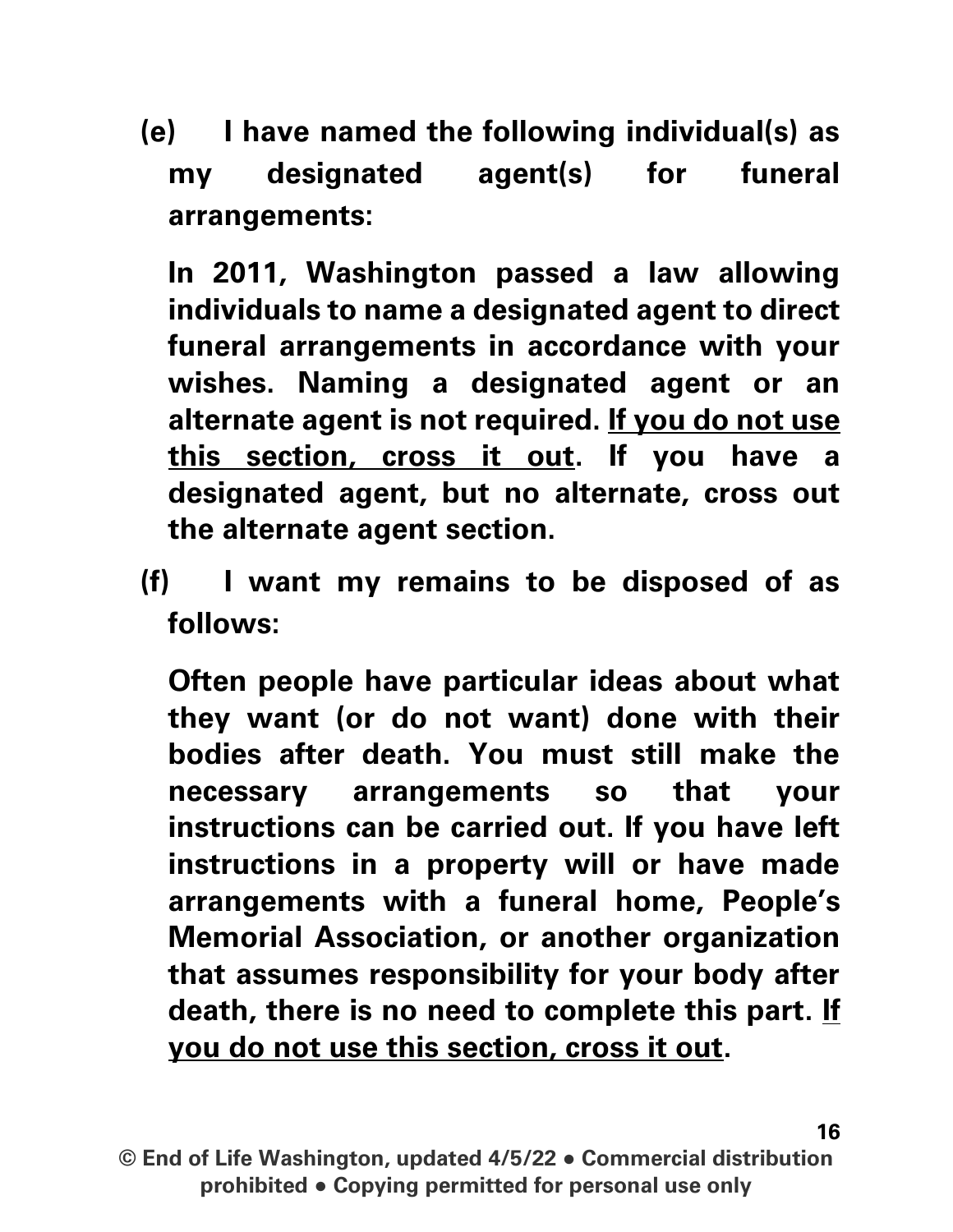**(e) I have named the following individual(s) as my designated agent(s) for funeral arrangements:**

**In 2011, Washington passed a law allowing individuals to name a designated agent to direct funeral arrangements in accordance with your wishes. Naming a designated agent or an alternate agent is not required. <u>If you do not use this section, cross it out</u>. If you have a designated agent, but no alternate, cross out the alternate agent section.**

**(f) I want my remains to be disposed of as follows:**

**Often people have particular ideas about what they want (or do not want) done with their bodies after death. You must still make the necessary arrangements so that your instructions can be carried out. If you have left instructions in a property will or have made arrangements with a funeral home, People's Memorial Association, or another organization that assumes responsibility for your body after death, there is no need to complete this part. <u>If you do not use this section, cross it out</u>.**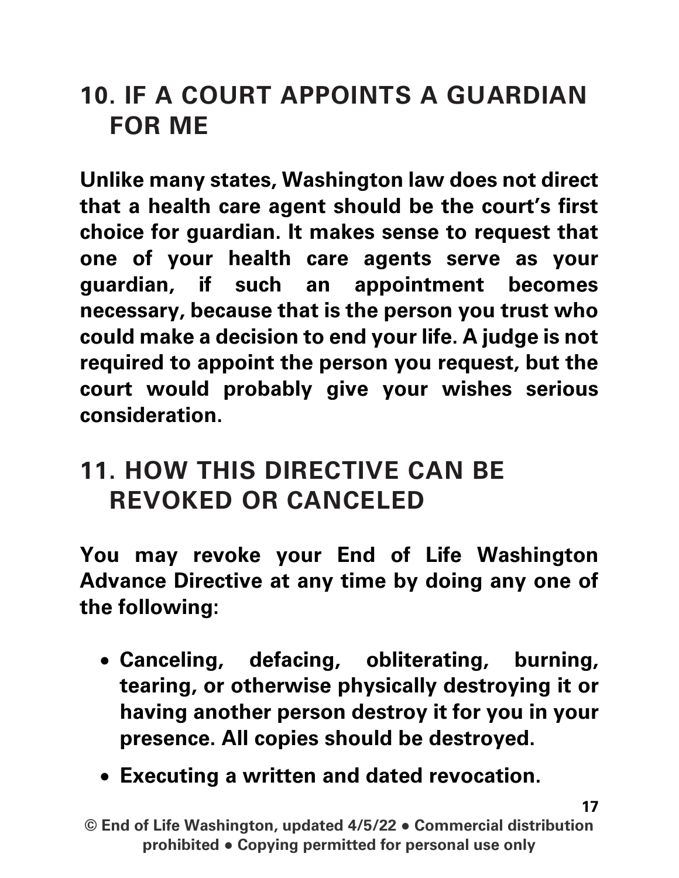## 10. IF A COURT APPOINTS A GUARDIAN FOR ME

**Unlike many states, Washington law does not direct that a health care agent should be the court's first choice for guardian. It makes sense to request that one of your health care agents serve as your guardian, if such an appointment becomes necessary, because that is the person you trust who could make a decision to end your life. A judge is not required to appoint the person you request, but the court would probably give your wishes serious consideration.**

## 11. HOW THIS DIRECTIVE CAN BE REVOKED OR CANCELED

**You may revoke your End of Life Washington Advance Directive at any time by doing any one of the following:**

- **Canceling, defacing, obliterating, burning, tearing, or otherwise physically destroying it or having another person destroy it for you in your presence. All copies should be destroyed.**
- **Executing a written and dated revocation.**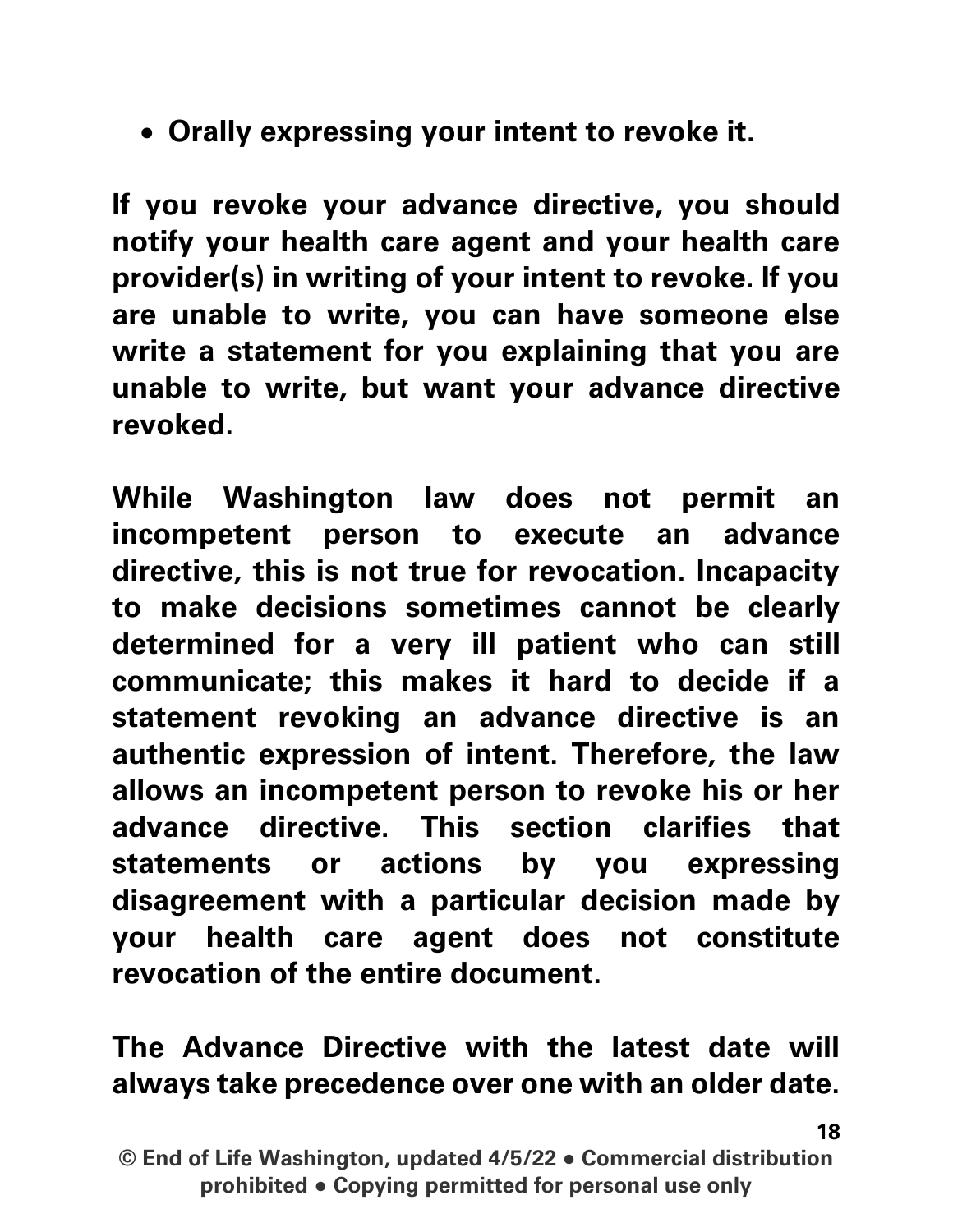- **Orally expressing your intent to revoke it.**

**If you revoke your advance directive, you should notify your health care agent and your health care provider(s) in writing of your intent to revoke. If you are unable to write, you can have someone else write a statement for you explaining that you are unable to write, but want your advance directive revoked.**

**While Washington law does not permit an incompetent person to execute an advance directive, this is not true for revocation. Incapacity to make decisions sometimes cannot be clearly determined for a very ill patient who can still communicate; this makes it hard to decide if a statement revoking an advance directive is an authentic expression of intent. Therefore, the law allows an incompetent person to revoke his or her advance directive. This section clarifies that statements or actions by you expressing disagreement with a particular decision made by your health care agent does not constitute revocation of the entire document.**

**The Advance Directive with the latest date will always take precedence over one with an older date.**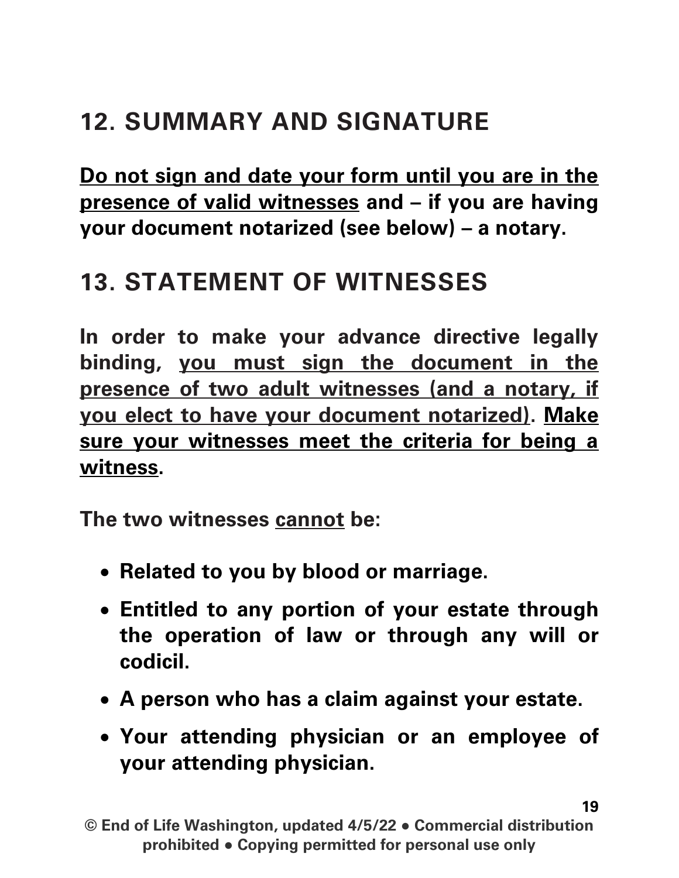## 12. SUMMARY AND SIGNATURE

**<u>Do not sign and date your form until you are in the presence of valid witnesses</u> and – if you are having your document notarized (see below) – a notary.**

## 13. STATEMENT OF WITNESSES

**In order to make your advance directive legally binding, <u>you must sign the document in the presence of two adult witnesses (and a notary, if you elect to have your document notarized)</u>. <u>Make sure your witnesses meet the criteria for being a witness</u>.**

**The two witnesses <u>cannot</u> be:**

- **Related to you by blood or marriage.**
- **Entitled to any portion of your estate through the operation of law or through any will or codicil.**
- **A person who has a claim against your estate.**
- **Your attending physician or an employee of your attending physician.**

**© End of Life Washington, updated 4/5/22 • Commercial distribution prohibited • Copying permitted for personal use only**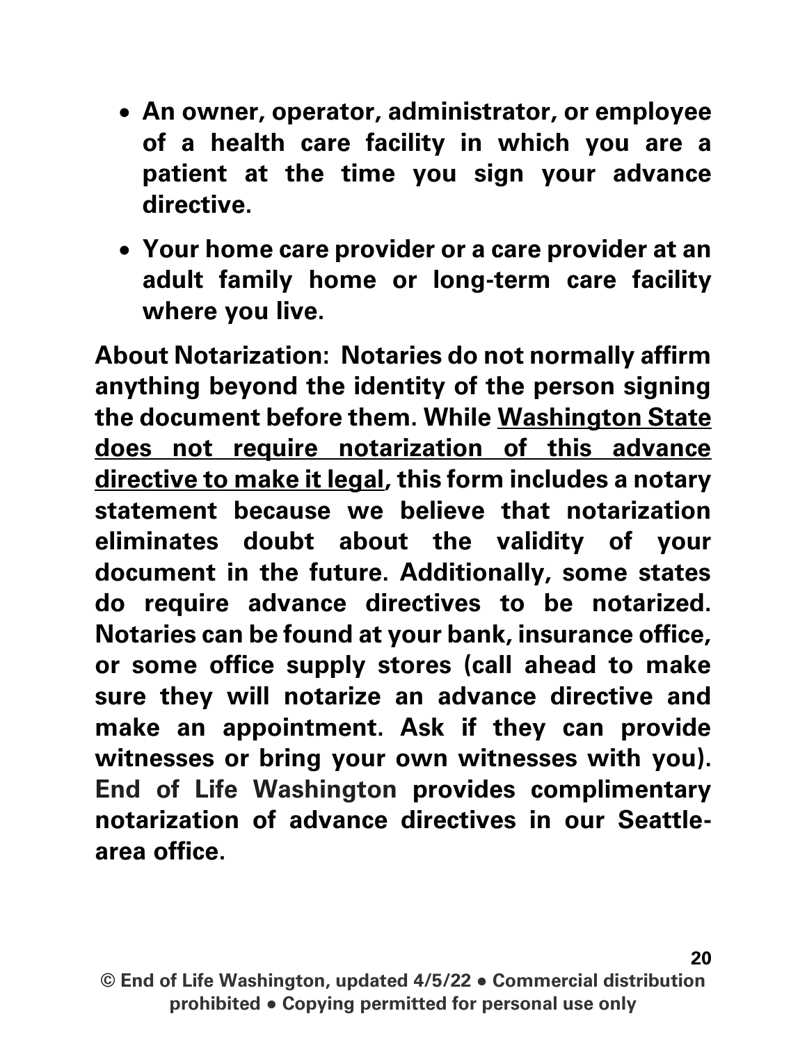- **An owner, operator, administrator, or employee of a health care facility in which you are a patient at the time you sign your advance directive.**
- **Your home care provider or a care provider at an adult family home or long-term care facility where you live.**

**About Notarization: Notaries do not normally affirm anything beyond the identity of the person signing the document before them. While <u>Washington State does not require notarization of this advance directive to make it legal</u>, this form includes a notary statement because we believe that notarization eliminates doubt about the validity of your document in the future. Additionally, some states do require advance directives to be notarized. Notaries can be found at your bank, insurance office, or some office supply stores (call ahead to make sure they will notarize an advance directive and make an appointment. Ask if they can provide witnesses or bring your own witnesses with you). End of Life Washington provides complimentary notarization of advance directives in our Seattle-area office.**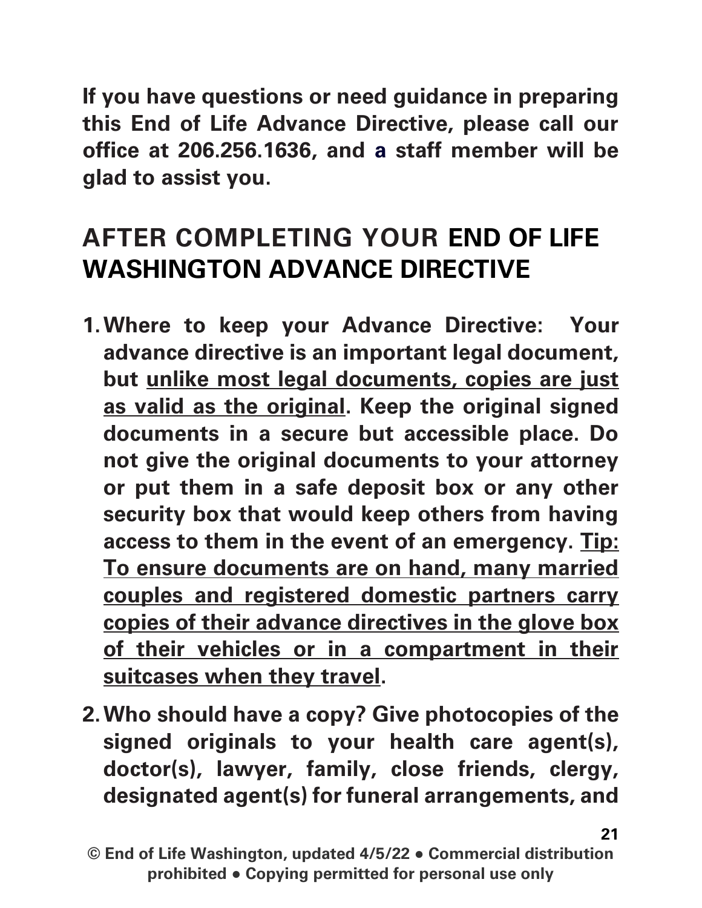**If you have questions or need guidance in preparing this End of Life Advance Directive, please call our office at 206.256.1636, and a staff member will be glad to assist you.**

## AFTER COMPLETING YOUR END OF LIFE WASHINGTON ADVANCE DIRECTIVE

1. **Where to keep your Advance Directive: Your advance directive is an important legal document, but <u>unlike most legal documents, copies are just as valid as the original</u>. Keep the original signed documents in a secure but accessible place. Do not give the original documents to your attorney or put them in a safe deposit box or any other security box that would keep others from having access to them in the event of an emergency. <u>Tip: To ensure documents are on hand, many married couples and registered domestic partners carry copies of their advance directives in the glove box of their vehicles or in a compartment in their suitcases when they travel</u>.**

2. **Who should have a copy? Give photocopies of the signed originals to your health care agent(s), doctor(s), lawyer, family, close friends, clergy, designated agent(s) for funeral arrangements, and**

**© End of Life Washington, updated 4/5/22 • Commercial distribution prohibited • Copying permitted for personal use only**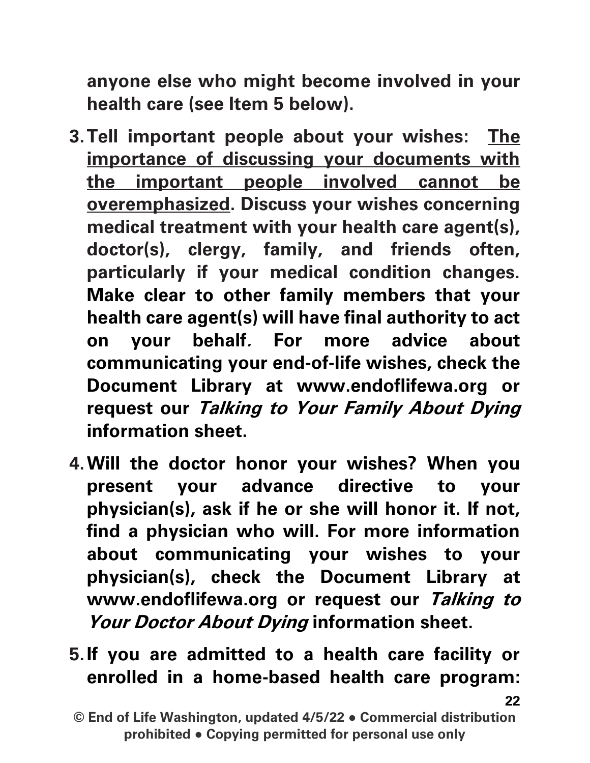**anyone else who might become involved in your health care (see Item 5 below).**

3. **Tell important people about your wishes: <u>The importance of discussing your documents with the important people involved cannot be overemphasized</u>. Discuss your wishes concerning medical treatment with your health care agent(s), doctor(s), clergy, family, and friends often, particularly if your medical condition changes. Make clear to other family members that your health care agent(s) will have final authority to act on your behalf. For more advice about communicating your end-of-life wishes, check the Document Library at www.endoflifewa.org or request our *Talking to Your Family About Dying* information sheet.**

4. **Will the doctor honor your wishes? When you present your advance directive to your physician(s), ask if he or she will honor it. If not, find a physician who will. For more information about communicating your wishes to your physician(s), check the Document Library at www.endoflifewa.org or request our *Talking to Your Doctor About Dying* information sheet.**

5. **If you are admitted to a health care facility or enrolled in a home-based health care program:**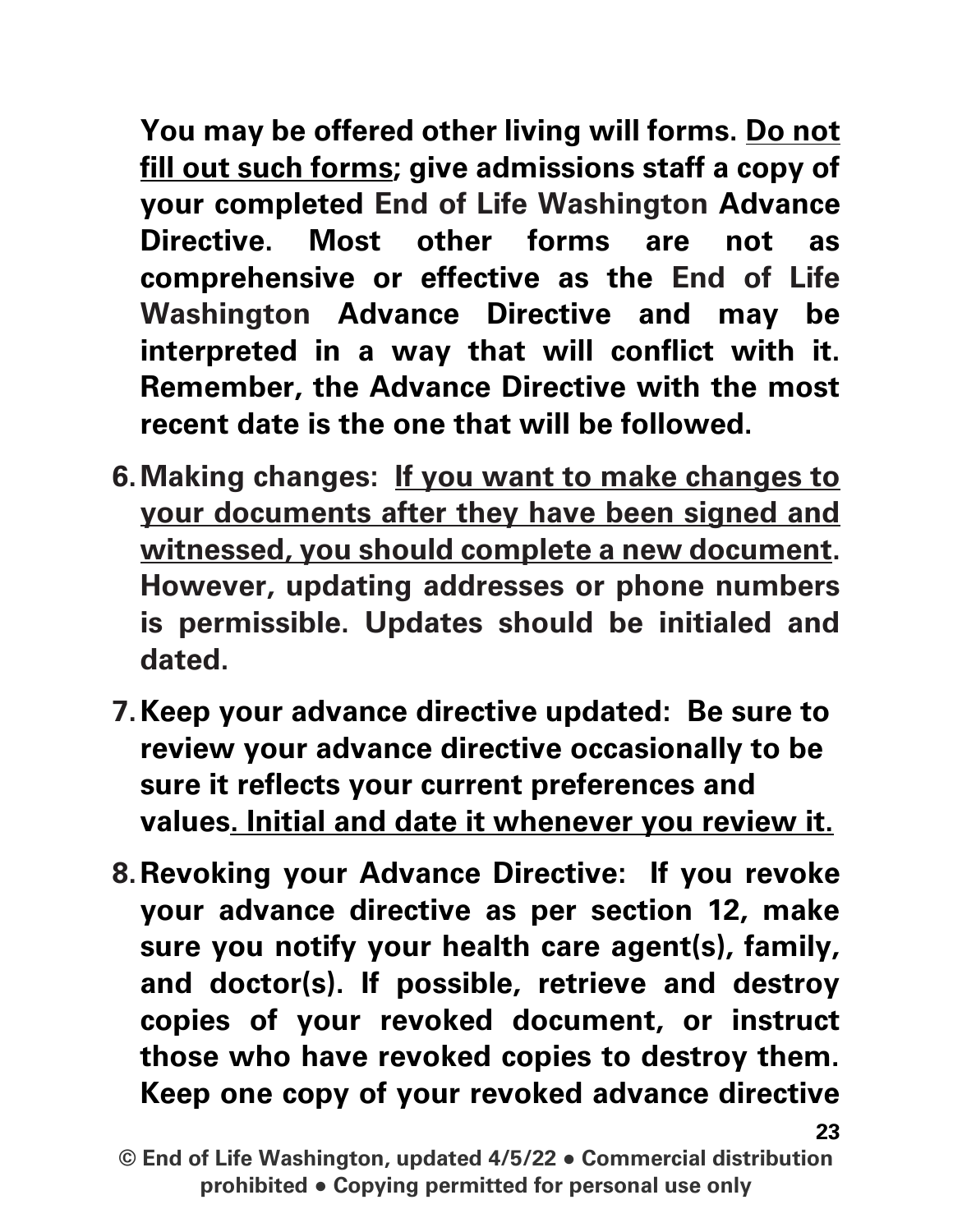**You may be offered other living will forms. <u>Do not fill out such forms</u>; give admissions staff a copy of your completed End of Life Washington Advance Directive. Most other forms are not as comprehensive or effective as the End of Life Washington Advance Directive and may be interpreted in a way that will conflict with it. Remember, the Advance Directive with the most recent date is the one that will be followed.**

6. **Making changes: <u>If you want to make changes to your documents after they have been signed and witnessed, you should complete a new document</u>. However, updating addresses or phone numbers is permissible. Updates should be initialed and dated.**

7. **Keep your advance directive updated: Be sure to review your advance directive occasionally to be sure it reflects your current preferences and values<u>. Initial and date it whenever you review it.</u>**

8. **Revoking your Advance Directive: If you revoke your advance directive as per section 12, make sure you notify your health care agent(s), family, and doctor(s). If possible, retrieve and destroy copies of your revoked document, or instruct those who have revoked copies to destroy them. Keep one copy of your revoked advance directive**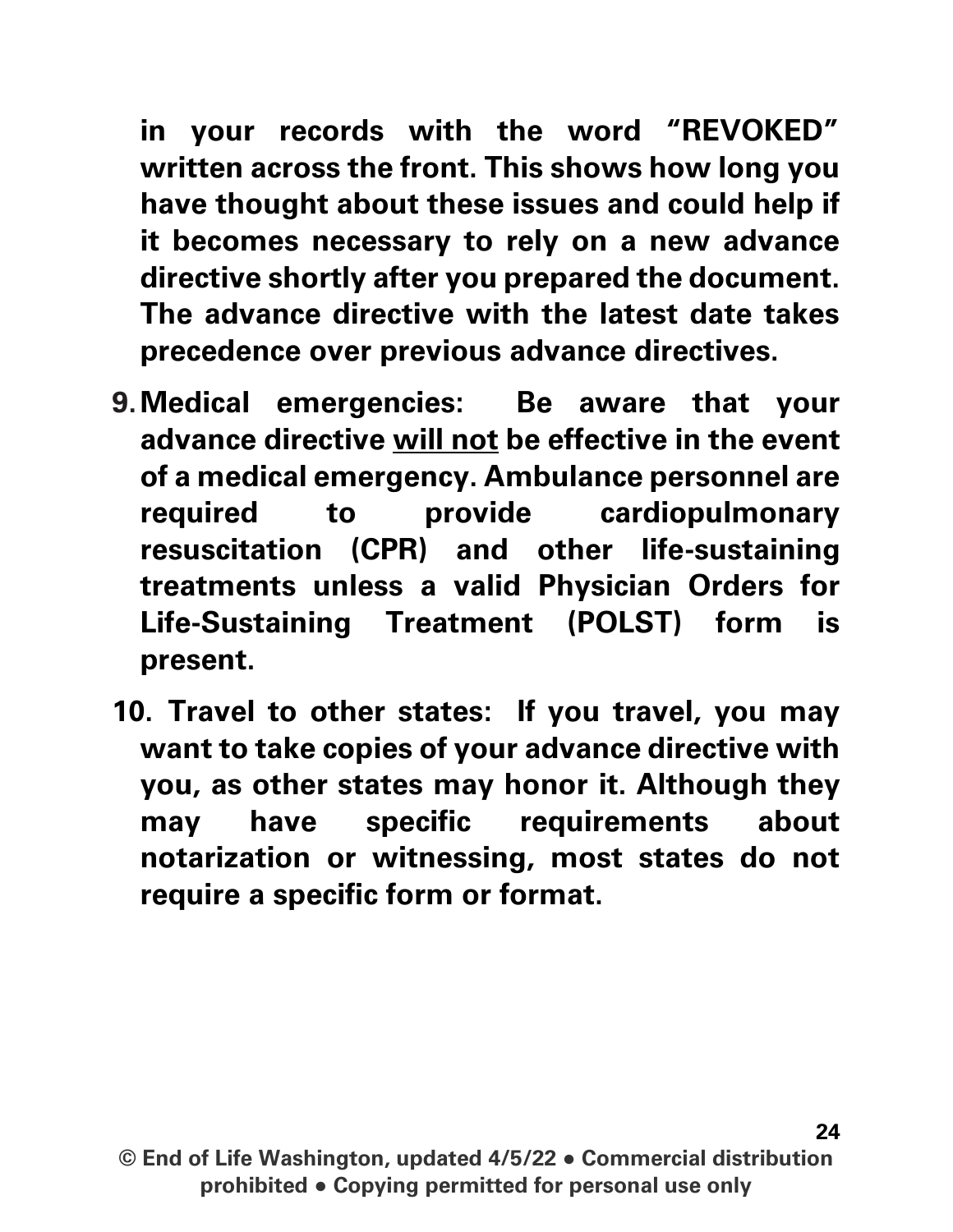**in your records with the word "REVOKED" written across the front. This shows how long you have thought about these issues and could help if it becomes necessary to rely on a new advance directive shortly after you prepared the document. The advance directive with the latest date takes precedence over previous advance directives.**

9. **Medical emergencies: Be aware that your advance directive <u>will not</u> be effective in the event of a medical emergency. Ambulance personnel are required to provide cardiopulmonary resuscitation (CPR) and other life-sustaining treatments unless a valid Physician Orders for Life-Sustaining Treatment (POLST) form is present.**

10. **Travel to other states: If you travel, you may want to take copies of your advance directive with you, as other states may honor it. Although they may have specific requirements about notarization or witnessing, most states do not require a specific form or format.**

**© End of Life Washington, updated 4/5/22 ● Commercial distribution prohibited ● Copying permitted for personal use only**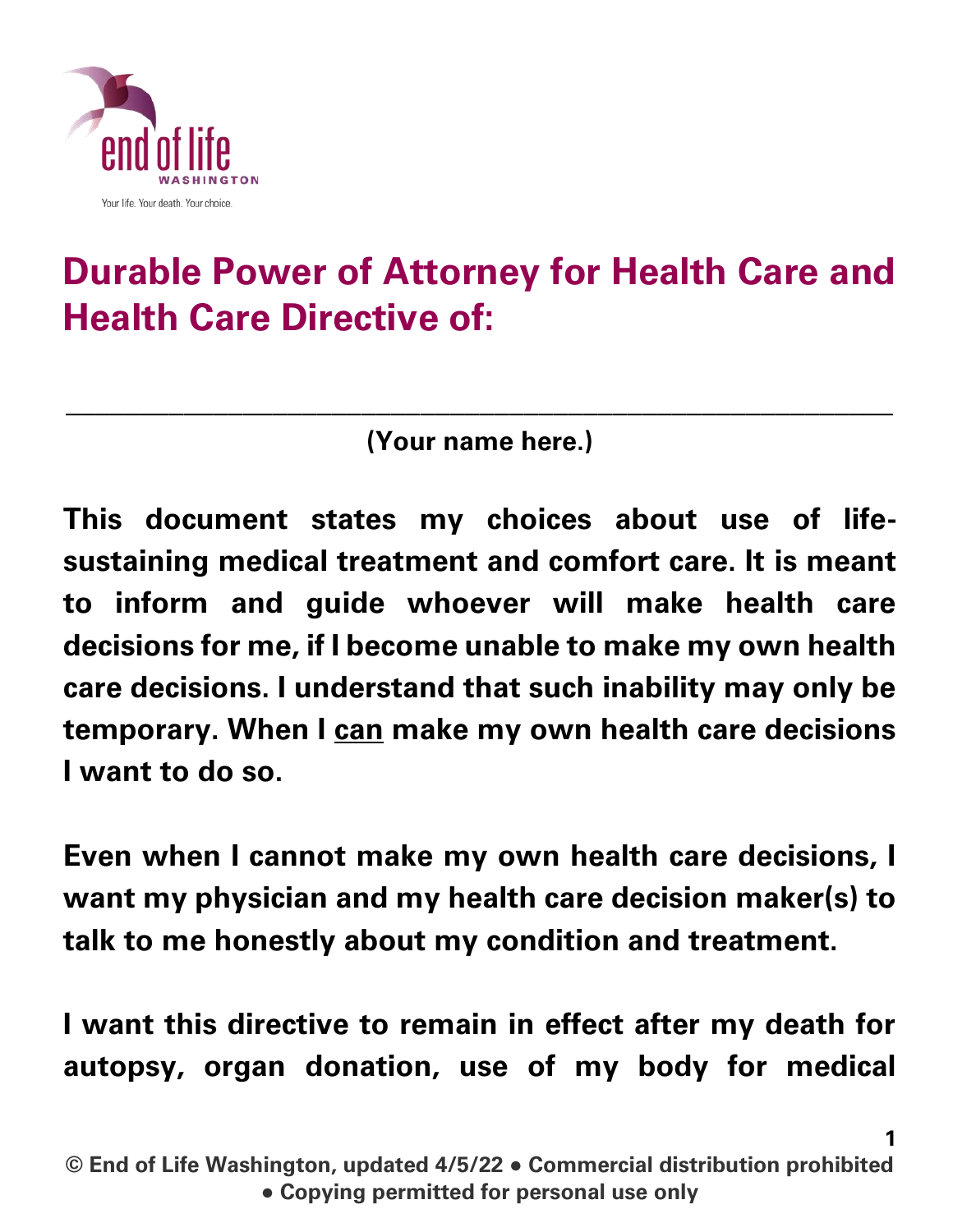# Durable Power of Attorney for Health Care and Health Care Directive of:

\_\_\_\_\_\_\_\_\_\_\_\_\_\_\_\_\_\_\_\_\_\_\_\_\_\_\_\_\_\_\_\_\_\_\_\_\_\_\_\_\_\_\_\_\_\_\_\_\_\_\_\_\_\_\_\_\_\_

**(Your name here.)**

**This document states my choices about use of life-sustaining medical treatment and comfort care. It is meant to inform and guide whoever will make health care decisions for me, if I become unable to make my own health care decisions. I understand that such inability may only be temporary. When I <u>can</u> make my own health care decisions I want to do so.**

**Even when I cannot make my own health care decisions, I want my physician and my health care decision maker(s) to talk to me honestly about my condition and treatment.**

**I want this directive to remain in effect after my death for autopsy, organ donation, use of my body for medical**

**© End of Life Washington, updated 4/5/22 ● Commercial distribution prohibited ● Copying permitted for personal use only**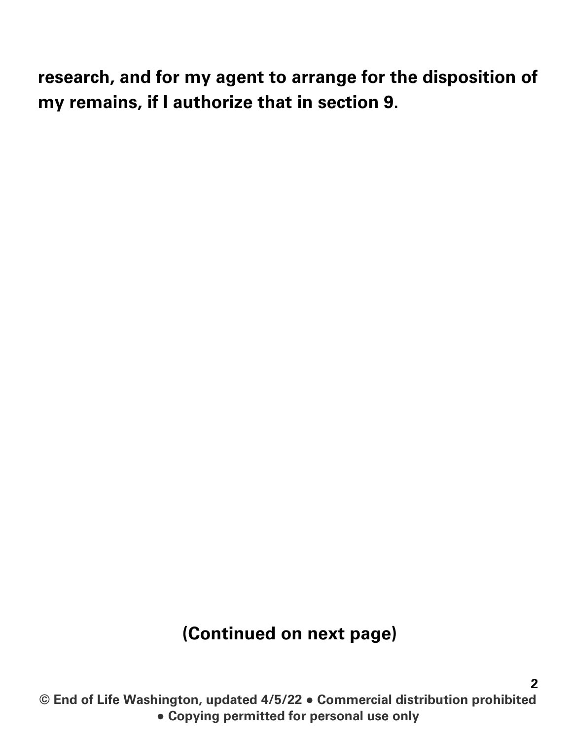**research, and for my agent to arrange for the disposition of my remains, if I authorize that in section 9.**

**(Continued on next page)**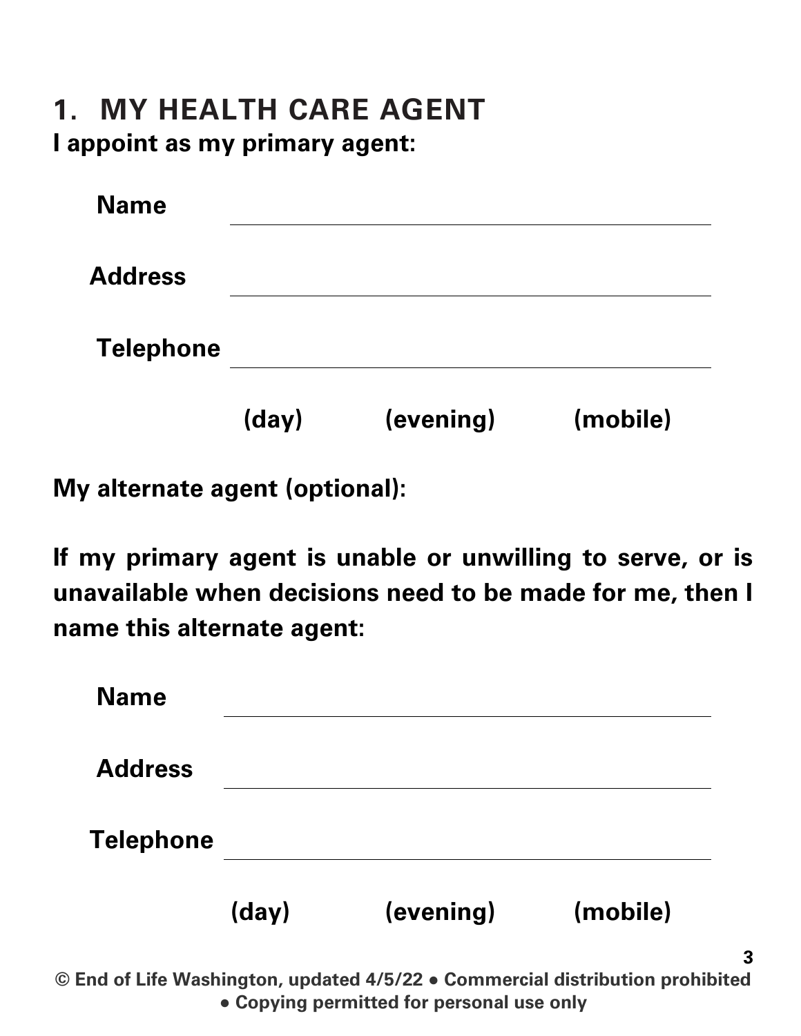## 1. MY HEALTH CARE AGENT

**I appoint as my primary agent:**

**Name** ______________________________

**Address** ______________________________

**Telephone** ______________________________

**(day)** **(evening)** **(mobile)**

**My alternate agent (optional):**

**If my primary agent is unable or unwilling to serve, or is unavailable when decisions need to be made for me, then I name this alternate agent:**

**Name** ______________________________

**Address** ______________________________

**Telephone** ______________________________

**(day)** **(evening)** **(mobile)**

**© End of Life Washington, updated 4/5/22 • Commercial distribution prohibited • Copying permitted for personal use only**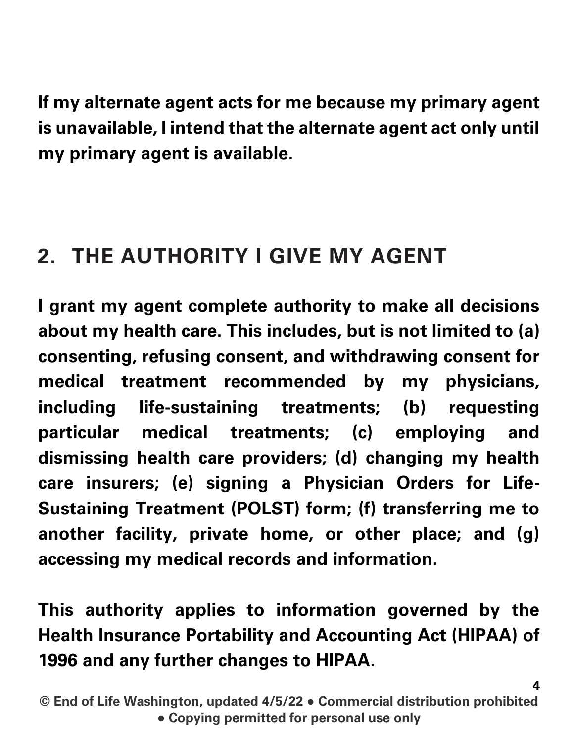**If my alternate agent acts for me because my primary agent is unavailable, I intend that the alternate agent act only until my primary agent is available.**

## 2. THE AUTHORITY I GIVE MY AGENT

**I grant my agent complete authority to make all decisions about my health care. This includes, but is not limited to (a) consenting, refusing consent, and withdrawing consent for medical treatment recommended by my physicians, including life-sustaining treatments; (b) requesting particular medical treatments; (c) employing and dismissing health care providers; (d) changing my health care insurers; (e) signing a Physician Orders for Life-Sustaining Treatment (POLST) form; (f) transferring me to another facility, private home, or other place; and (g) accessing my medical records and information.**

**This authority applies to information governed by the Health Insurance Portability and Accounting Act (HIPAA) of 1996 and any further changes to HIPAA.**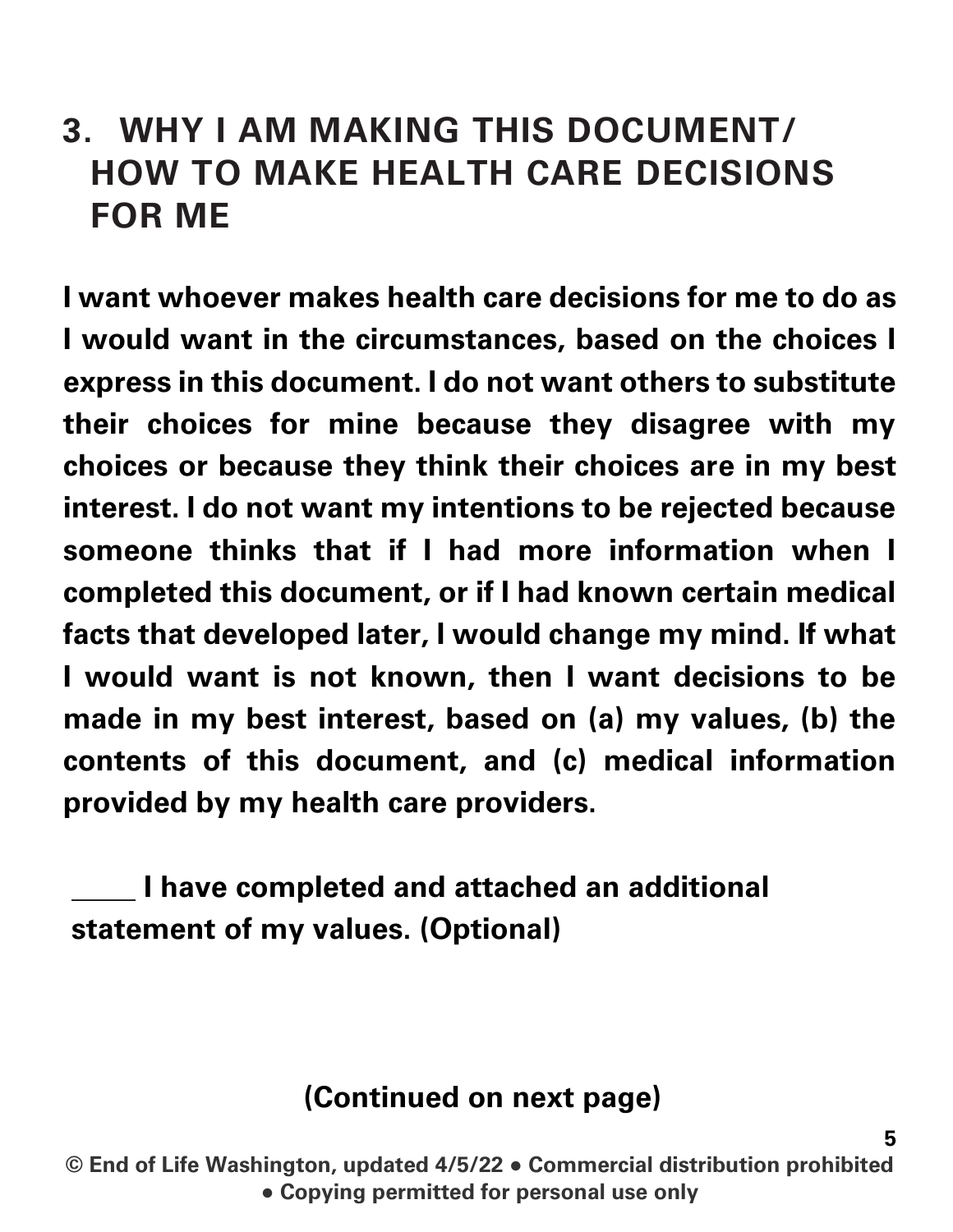## 3. WHY I AM MAKING THIS DOCUMENT/ HOW TO MAKE HEALTH CARE DECISIONS FOR ME

**I want whoever makes health care decisions for me to do as I would want in the circumstances, based on the choices I express in this document. I do not want others to substitute their choices for mine because they disagree with my choices or because they think their choices are in my best interest. I do not want my intentions to be rejected because someone thinks that if I had more information when I completed this document, or if I had known certain medical facts that developed later, I would change my mind. If what I would want is not known, then I want decisions to be made in my best interest, based on (a) my values, (b) the contents of this document, and (c) medical information provided by my health care providers.**

**____ I have completed and attached an additional statement of my values. (Optional)**

**(Continued on next page)**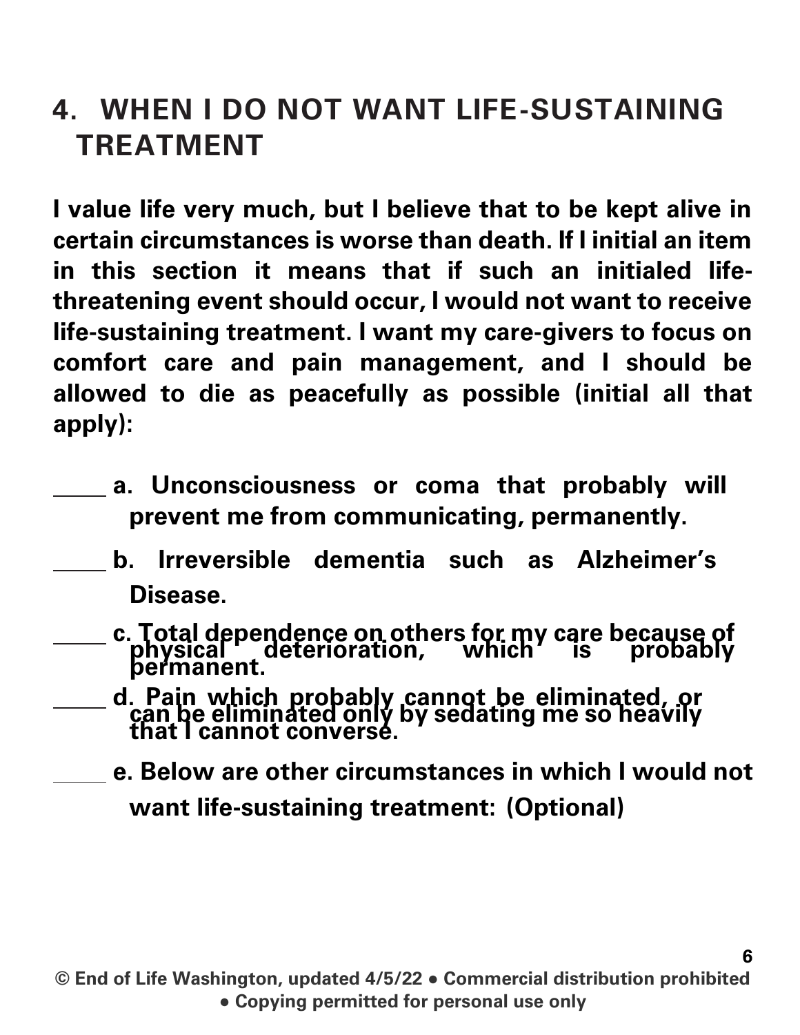## 4. WHEN I DO NOT WANT LIFE-SUSTAINING TREATMENT

**I value life very much, but I believe that to be kept alive in certain circumstances is worse than death. If I initial an item in this section it means that if such an initialed life-threatening event should occur, I would not want to receive life-sustaining treatment. I want my care-givers to focus on comfort care and pain management, and I should be allowed to die as peacefully as possible (initial all that apply):**

____ **a. Unconsciousness or coma that probably will prevent me from communicating, permanently.**

____ **b. Irreversible dementia such as Alzheimer's Disease.**

____ **c. Total dependence on others for my care because of physical deterioration, which is probably permanent.**

____ **d. Pain which probably cannot be eliminated, or can be eliminated only by sedating me so heavily that I cannot converse.**

____ **e. Below are other circumstances in which I would not want life-sustaining treatment: (Optional)**

**© End of Life Washington, updated 4/5/22 • Commercial distribution prohibited • Copying permitted for personal use only**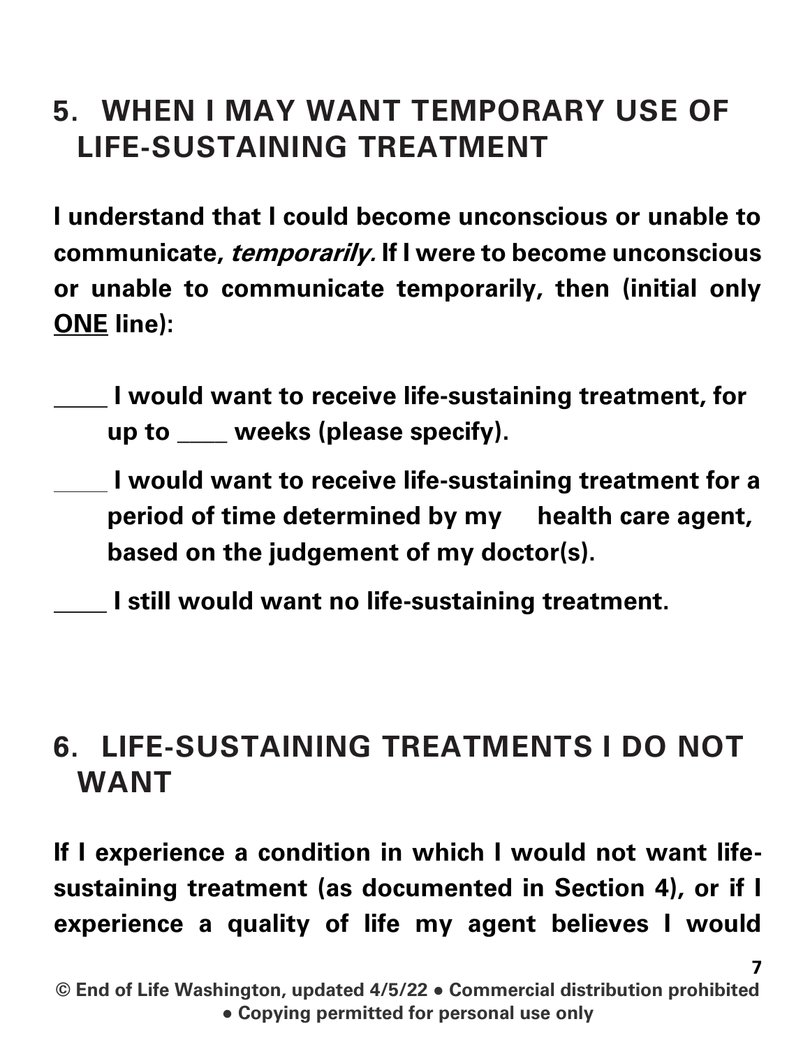## 5. WHEN I MAY WANT TEMPORARY USE OF LIFE-SUSTAINING TREATMENT

**I understand that I could become unconscious or unable to communicate, *temporarily.* If I were to become unconscious or unable to communicate temporarily, then (initial only <u>ONE</u> line):**

**____ I would want to receive life-sustaining treatment, for up to ____ weeks (please specify).**

**____ I would want to receive life-sustaining treatment for a period of time determined by my health care agent, based on the judgement of my doctor(s).**

**____ I still would want no life-sustaining treatment.**

## 6. LIFE-SUSTAINING TREATMENTS I DO NOT WANT

**If I experience a condition in which I would not want life-sustaining treatment (as documented in Section 4), or if I experience a quality of life my agent believes I would**

**© End of Life Washington, updated 4/5/22 ● Commercial distribution prohibited ● Copying permitted for personal use only**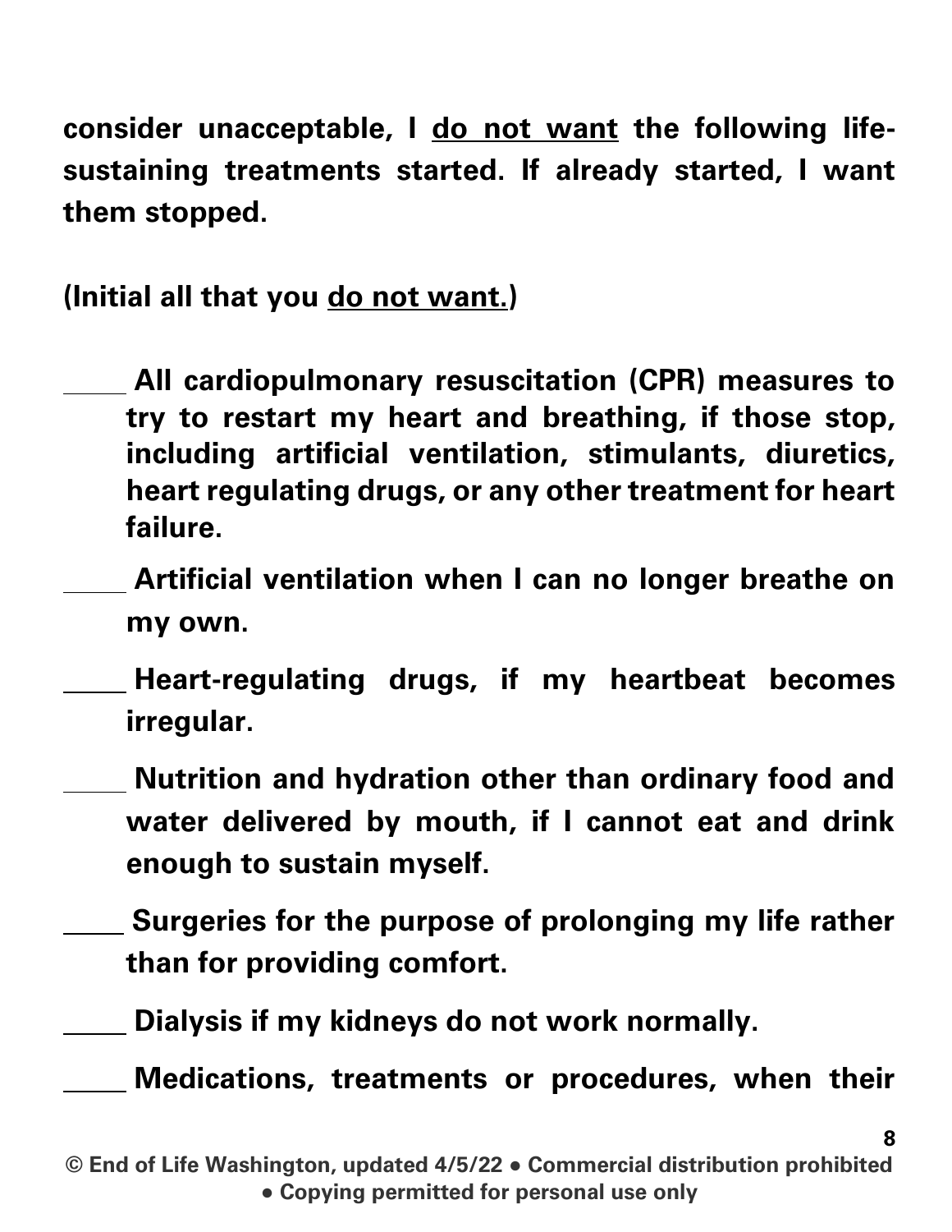**consider unacceptable, I <u>do not want</u> the following life-sustaining treatments started. If already started, I want them stopped.**

**(Initial all that you <u>do not want.</u>)**

**\_\_\_\_ All cardiopulmonary resuscitation (CPR) measures to try to restart my heart and breathing, if those stop, including artificial ventilation, stimulants, diuretics, heart regulating drugs, or any other treatment for heart failure.**

**\_\_\_\_ Artificial ventilation when I can no longer breathe on my own.**

**\_\_\_\_ Heart-regulating drugs, if my heartbeat becomes irregular.**

**\_\_\_\_ Nutrition and hydration other than ordinary food and water delivered by mouth, if I cannot eat and drink enough to sustain myself.**

**\_\_\_\_ Surgeries for the purpose of prolonging my life rather than for providing comfort.**

**\_\_\_\_ Dialysis if my kidneys do not work normally.**

**\_\_\_\_ Medications, treatments or procedures, when their**

**© End of Life Washington, updated 4/5/22 • Commercial distribution prohibited • Copying permitted for personal use only**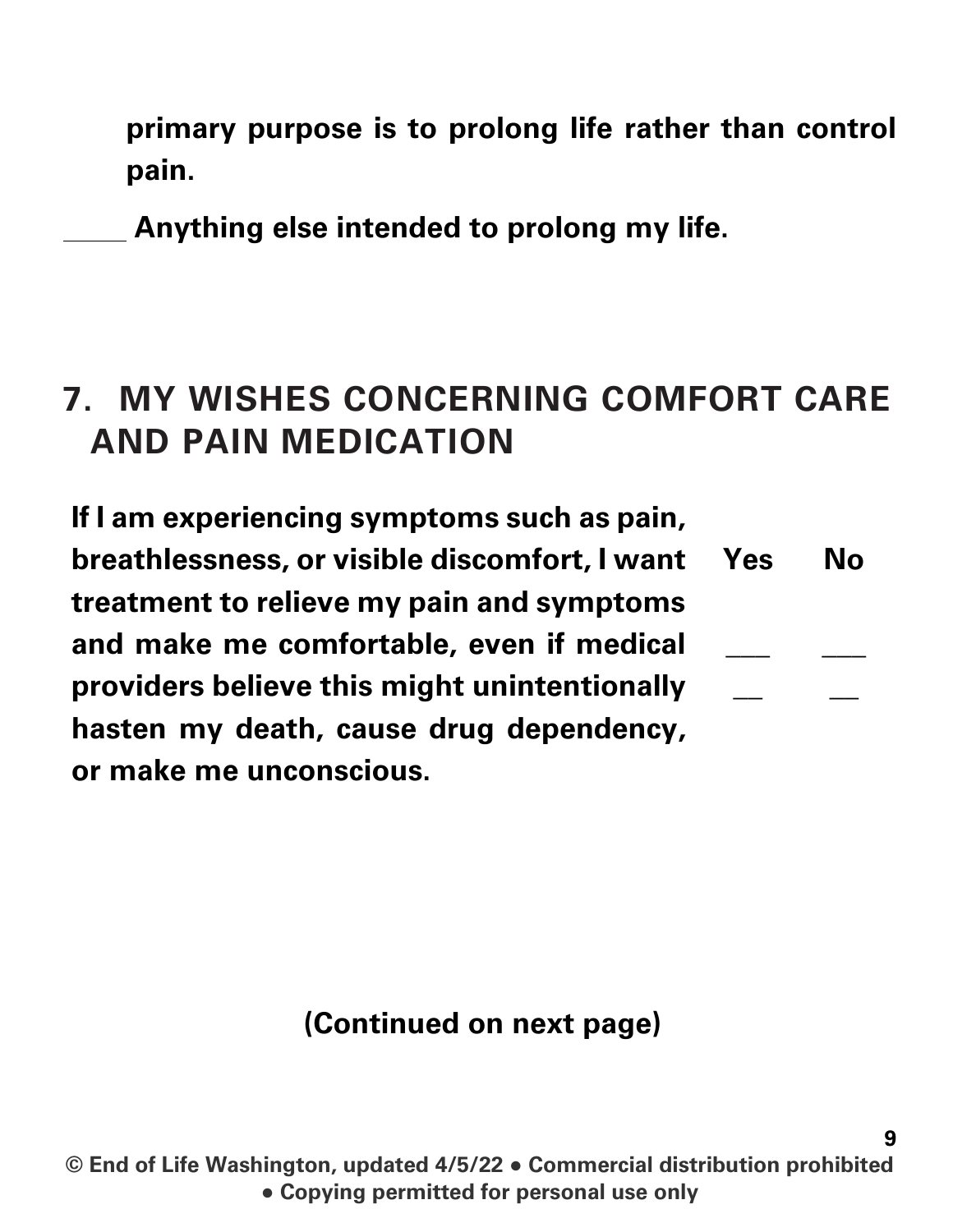**primary purpose is to prolong life rather than control pain.**

_____ **Anything else intended to prolong my life.**

## 7. MY WISHES CONCERNING COMFORT CARE AND PAIN MEDICATION

| | Yes | No |
|---|---|---|
| **If I am experiencing symptoms such as pain, breathlessness, or visible discomfort, I want treatment to relieve my pain and symptoms and make me comfortable, even if medical providers believe this might unintentionally hasten my death, cause drug dependency, or make me unconscious.** | ___ | ___ |

**(Continued on next page)**

**© End of Life Washington, updated 4/5/22 • Commercial distribution prohibited • Copying permitted for personal use only**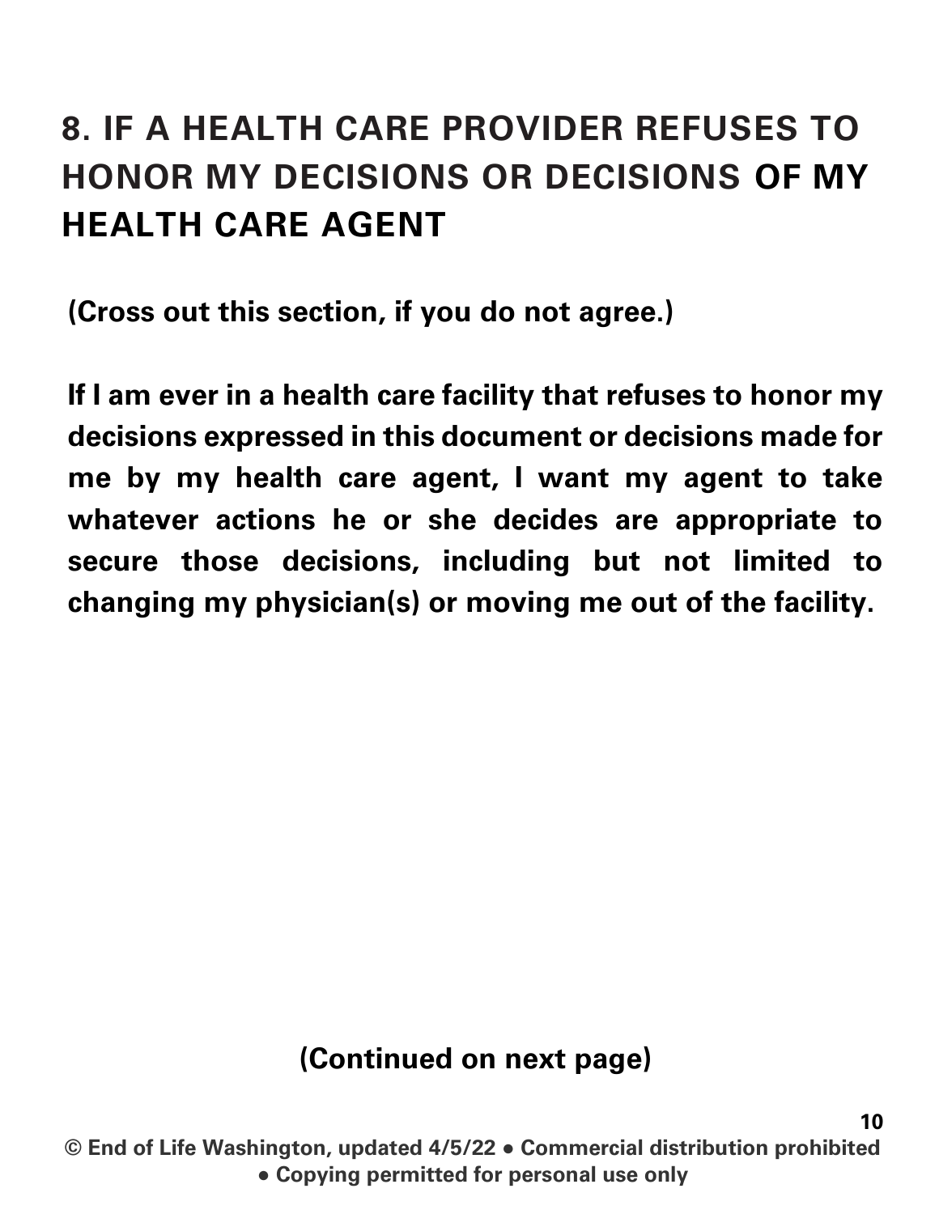## 8. IF A HEALTH CARE PROVIDER REFUSES TO HONOR MY DECISIONS OR DECISIONS OF MY HEALTH CARE AGENT

**(Cross out this section, if you do not agree.)**

**If I am ever in a health care facility that refuses to honor my decisions expressed in this document or decisions made for me by my health care agent, I want my agent to take whatever actions he or she decides are appropriate to secure those decisions, including but not limited to changing my physician(s) or moving me out of the facility.**

**(Continued on next page)**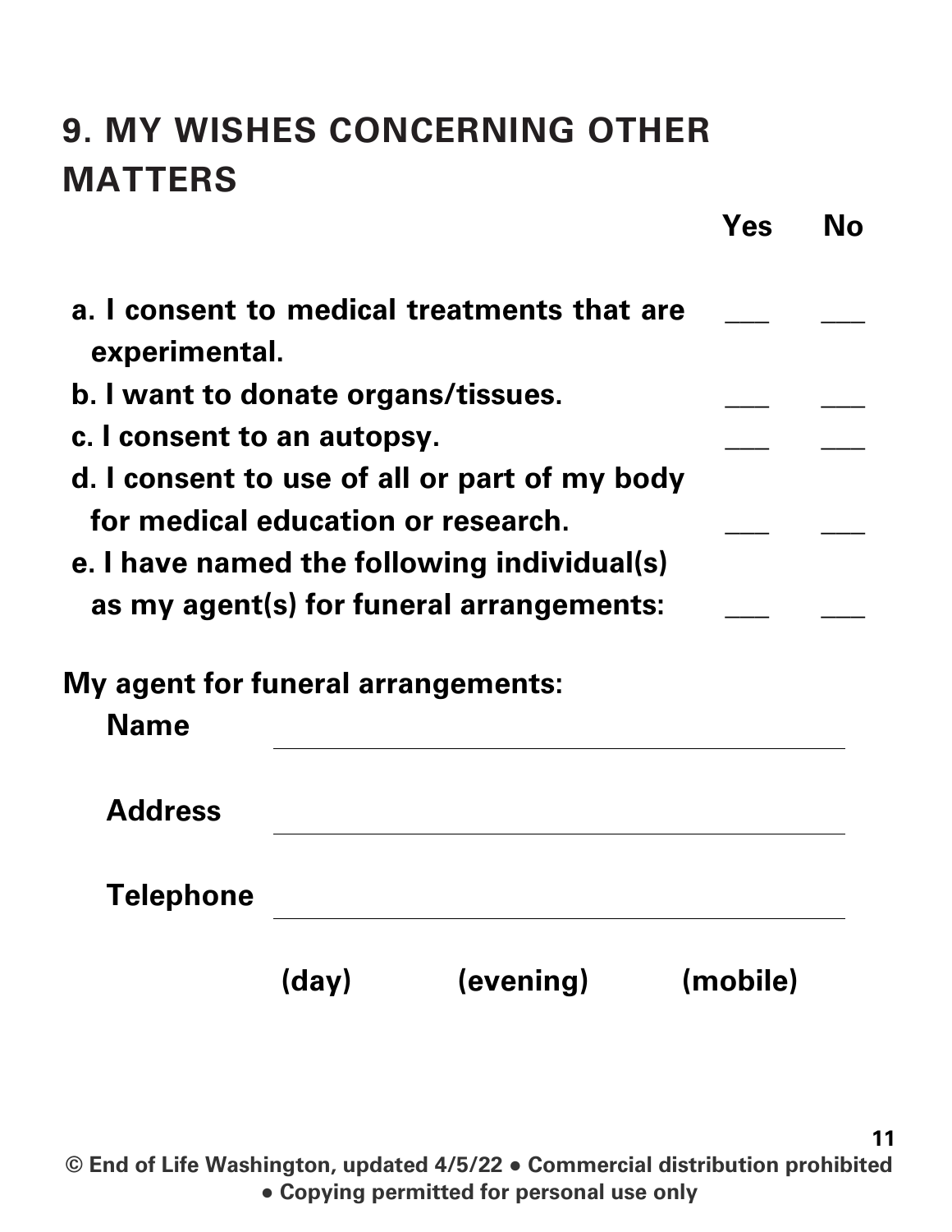# 9. MY WISHES CONCERNING OTHER MATTERS

| | Yes | No |
|---|---|---|
| a. I consent to medical treatments that are experimental. | ___ | ___ |
| b. I want to donate organs/tissues. | ___ | ___ |
| c. I consent to an autopsy. | ___ | ___ |
| d. I consent to use of all or part of my body for medical education or research. | ___ | ___ |
| e. I have named the following individual(s) as my agent(s) for funeral arrangements: | ___ | ___ |

**My agent for funeral arrangements:**

**Name** ________________________________________

**Address** ________________________________________

**Telephone** ________________________________________

**(day)** **(evening)** **(mobile)**

**© End of Life Washington, updated 4/5/22 • Commercial distribution prohibited • Copying permitted for personal use only**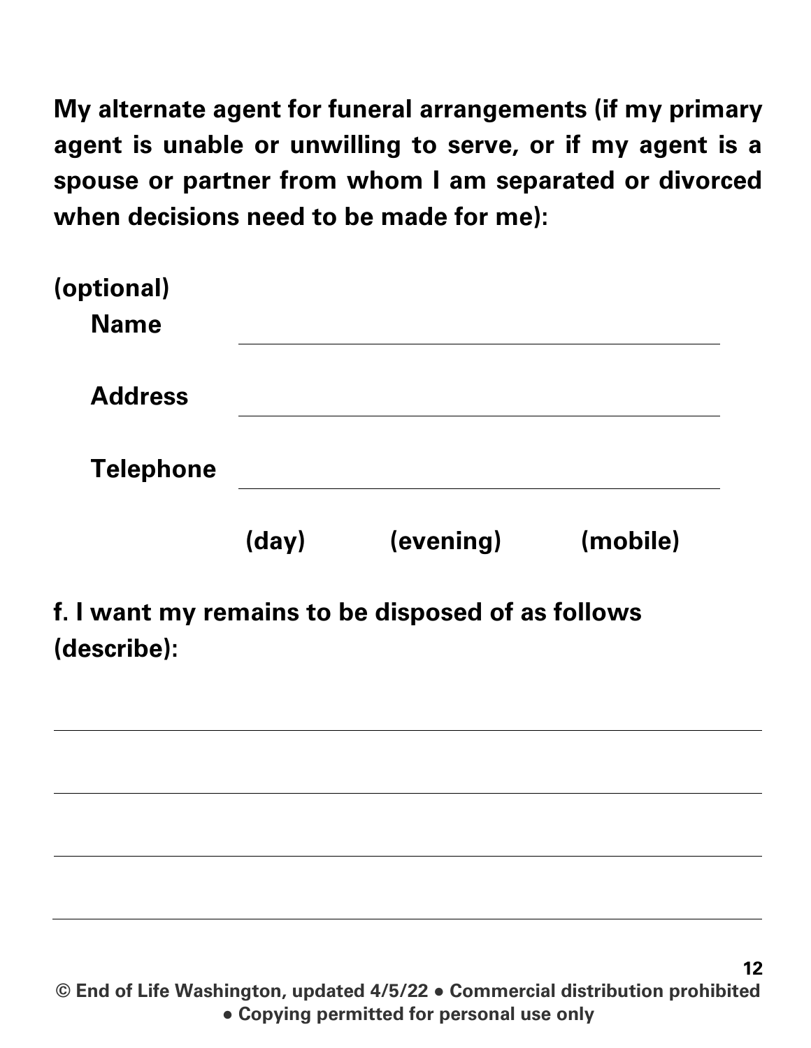**My alternate agent for funeral arrangements (if my primary agent is unable or unwilling to serve, or if my agent is a spouse or partner from whom I am separated or divorced when decisions need to be made for me):**

**(optional)**

**Name** ______________________________

**Address** ______________________________

**Telephone** ______________________________

**(day)** **(evening)** **(mobile)**

**f. I want my remains to be disposed of as follows (describe):**

______________________________________________

______________________________________________

______________________________________________

______________________________________________

**© End of Life Washington, updated 4/5/22 • Commercial distribution prohibited • Copying permitted for personal use only**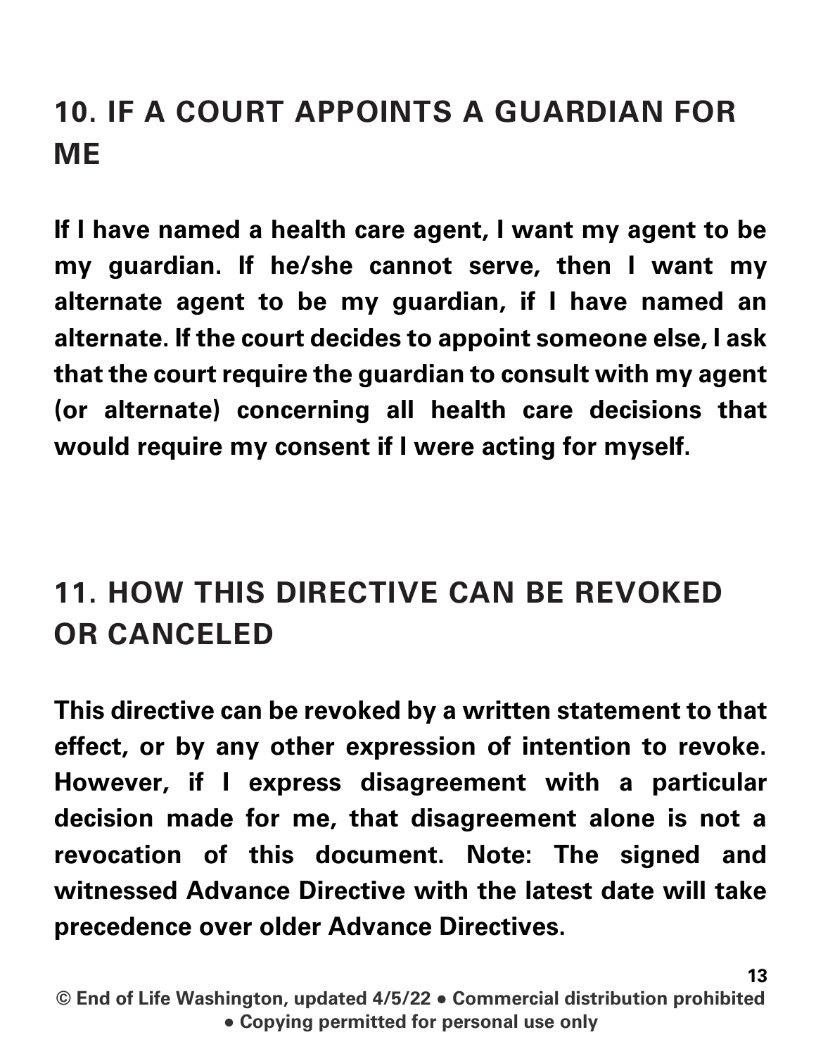## 10. IF A COURT APPOINTS A GUARDIAN FOR ME

**If I have named a health care agent, I want my agent to be my guardian. If he/she cannot serve, then I want my alternate agent to be my guardian, if I have named an alternate. If the court decides to appoint someone else, I ask that the court require the guardian to consult with my agent (or alternate) concerning all health care decisions that would require my consent if I were acting for myself.**

## 11. HOW THIS DIRECTIVE CAN BE REVOKED OR CANCELED

**This directive can be revoked by a written statement to that effect, or by any other expression of intention to revoke. However, if I express disagreement with a particular decision made for me, that disagreement alone is not a revocation of this document. Note: The signed and witnessed Advance Directive with the latest date will take precedence over older Advance Directives.**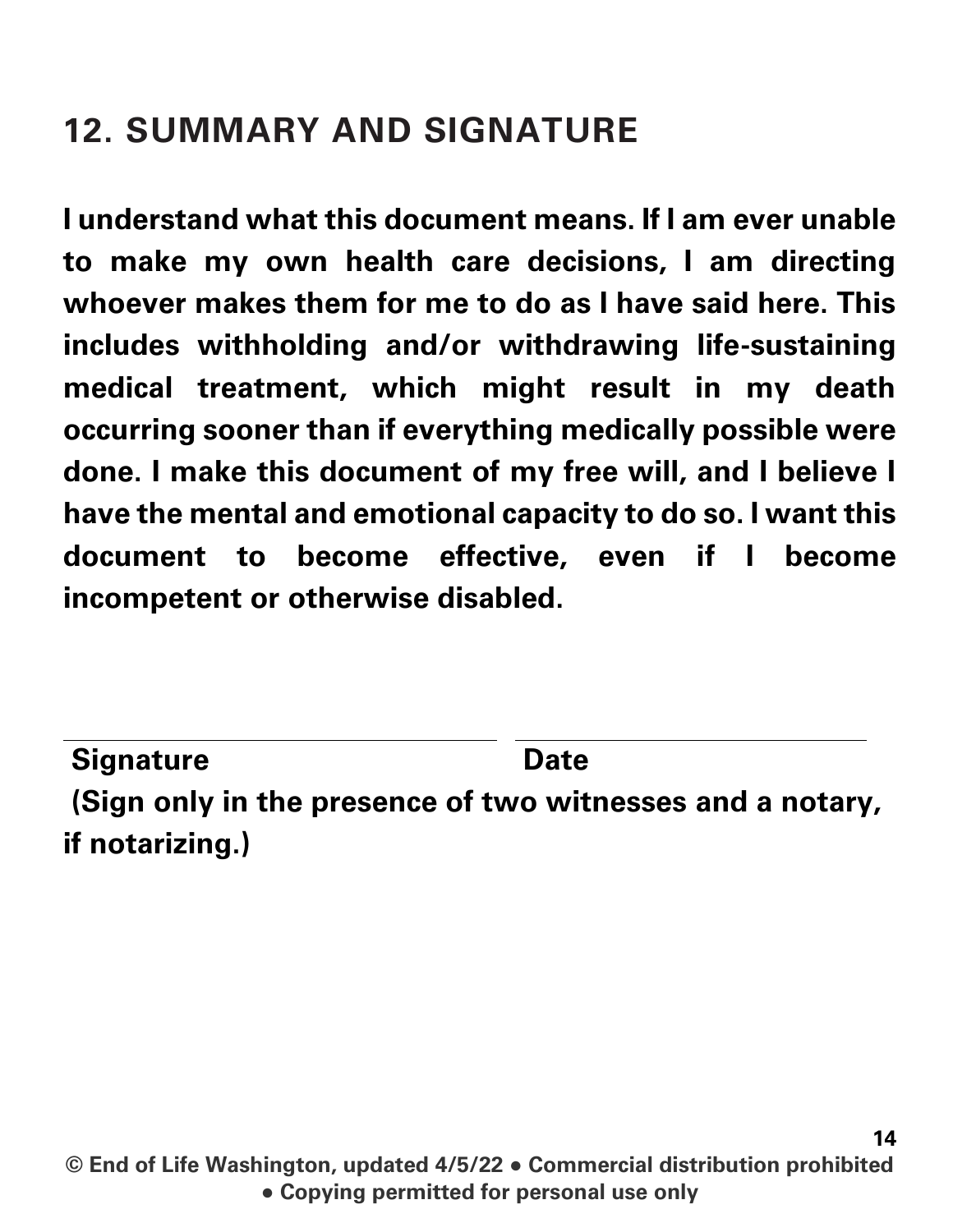## 12. SUMMARY AND SIGNATURE

**I understand what this document means. If I am ever unable to make my own health care decisions, I am directing whoever makes them for me to do as I have said here. This includes withholding and/or withdrawing life-sustaining medical treatment, which might result in my death occurring sooner than if everything medically possible were done. I make this document of my free will, and I believe I have the mental and emotional capacity to do so. I want this document to become effective, even if I become incompetent or otherwise disabled.**

\_\_\_\_\_\_\_\_\_\_\_\_\_\_\_\_\_\_\_\_\_\_\_\_\_\_\_\_\_\_ \_\_\_\_\_\_\_\_\_\_\_\_\_\_\_\_\_\_\_\_\_\_\_\_\_\_\_\_\_\_

**Signature** **Date**

**(Sign only in the presence of two witnesses and a notary, if notarizing.)**

**© End of Life Washington, updated 4/5/22 • Commercial distribution prohibited • Copying permitted for personal use only**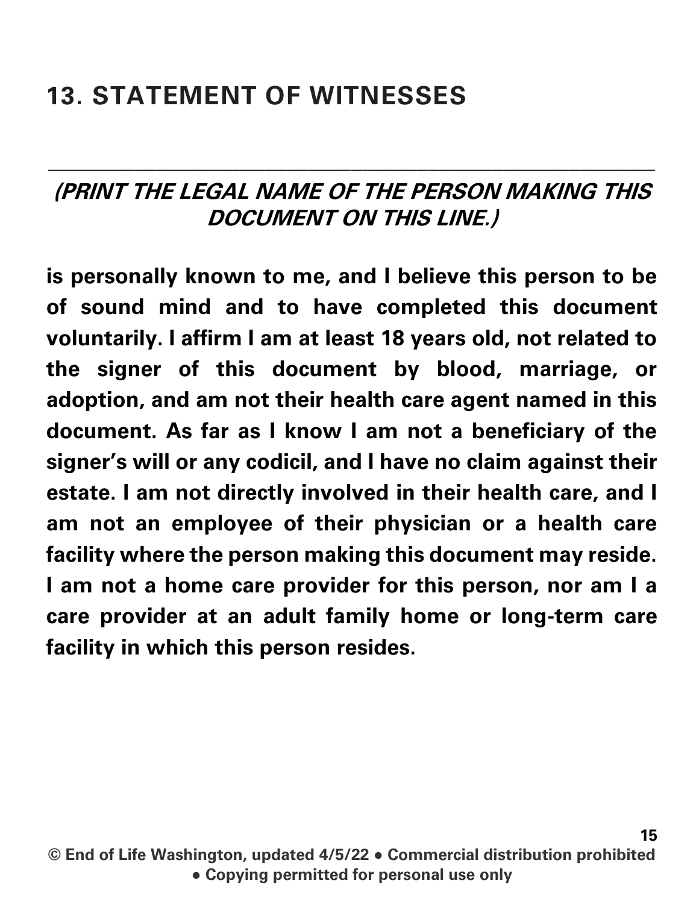## 13. STATEMENT OF WITNESSES

\_\_\_\_\_\_\_\_\_\_\_\_\_\_\_\_\_\_\_\_\_\_\_\_\_\_\_\_\_\_\_\_\_\_\_\_\_\_\_\_\_\_\_\_\_\_\_\_\_\_\_\_\_\_\_\_

***(PRINT THE LEGAL NAME OF THE PERSON MAKING THIS DOCUMENT ON THIS LINE.)***

**is personally known to me, and I believe this person to be of sound mind and to have completed this document voluntarily. I affirm I am at least 18 years old, not related to the signer of this document by blood, marriage, or adoption, and am not their health care agent named in this document. As far as I know I am not a beneficiary of the signer's will or any codicil, and I have no claim against their estate. I am not directly involved in their health care, and I am not an employee of their physician or a health care facility where the person making this document may reside. I am not a home care provider for this person, nor am I a care provider at an adult family home or long-term care facility in which this person resides.**

**© End of Life Washington, updated 4/5/22 • Commercial distribution prohibited • Copying permitted for personal use only**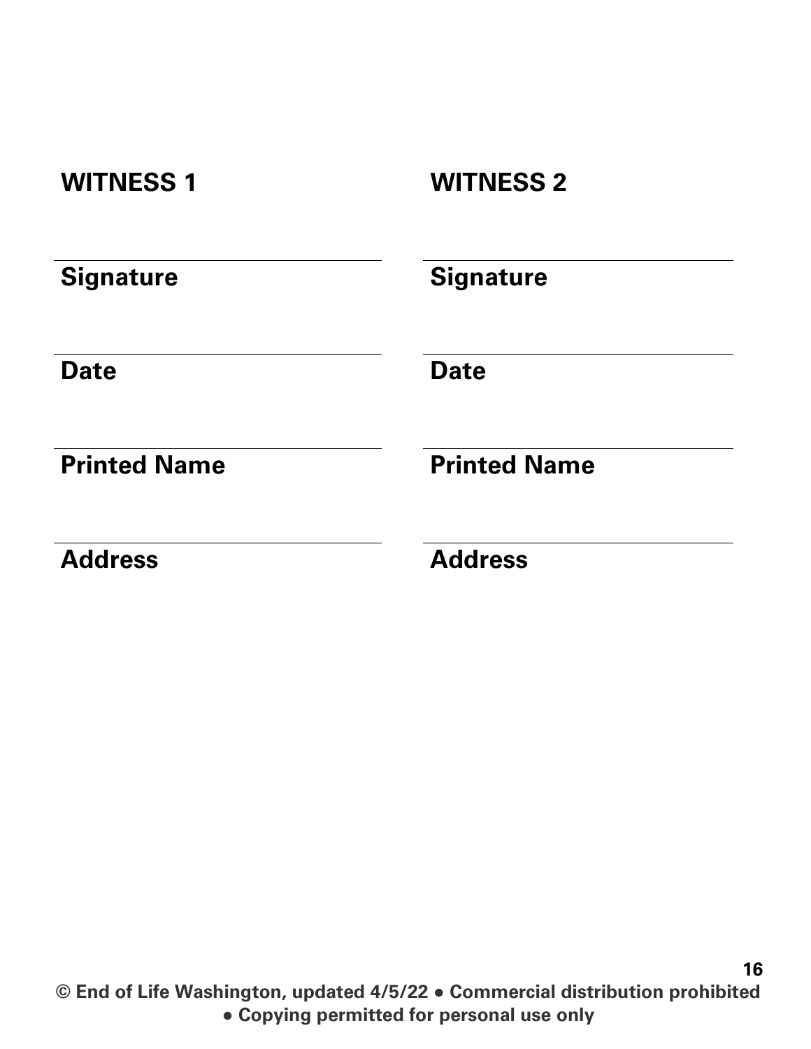**WITNESS 1**

_______________________________
**Signature**

_______________________________
**Date**

_______________________________
**Printed Name**

_______________________________
**Address**

**WITNESS 2**

_______________________________
**Signature**

_______________________________
**Date**

_______________________________
**Printed Name**

_______________________________
**Address**

**© End of Life Washington, updated 4/5/22 • Commercial distribution prohibited • Copying permitted for personal use only**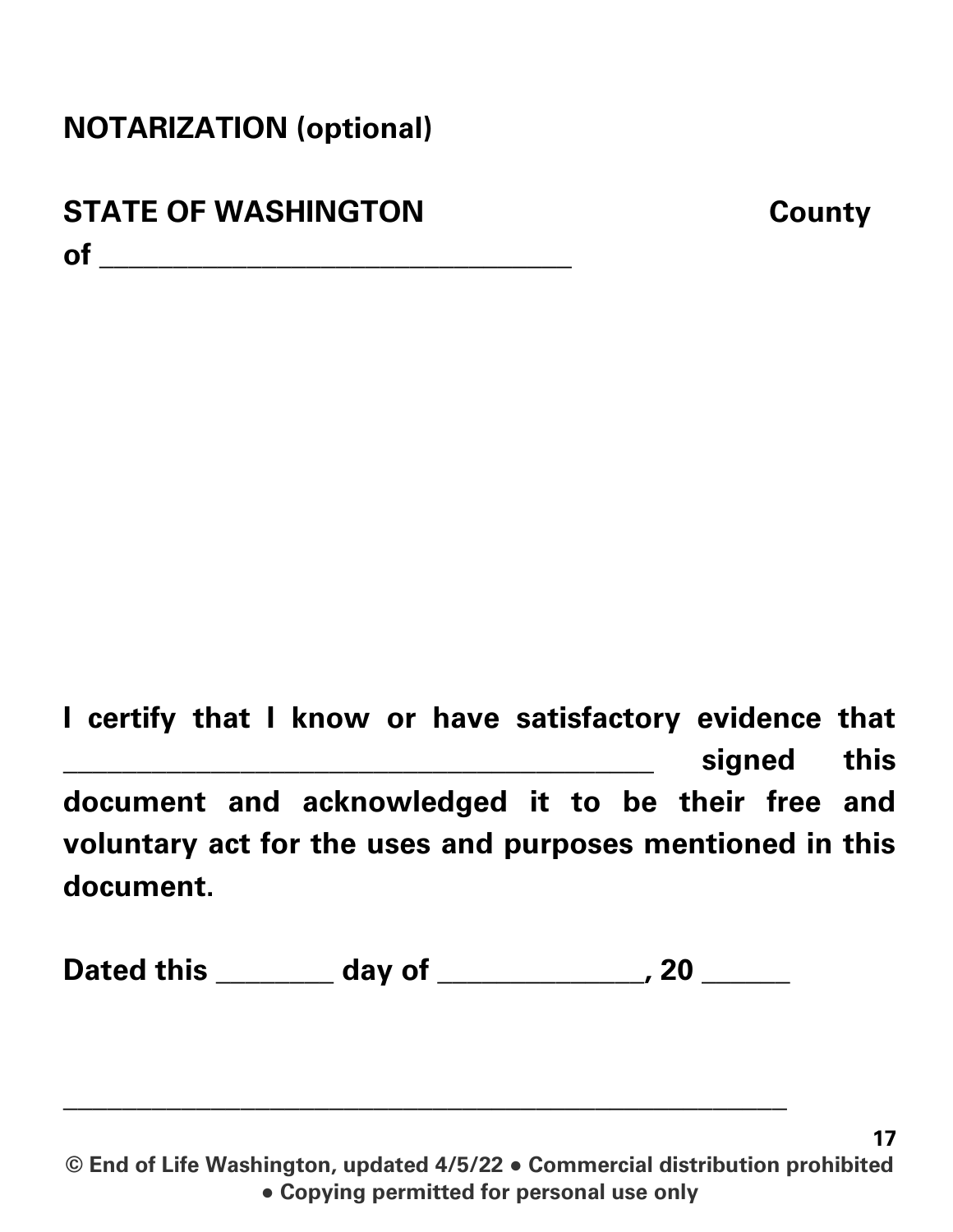**NOTARIZATION (optional)**

**STATE OF WASHINGTON County of ________________________________**

**I certify that I know or have satisfactory evidence that ________________________________________ signed this document and acknowledged it to be their free and voluntary act for the uses and purposes mentioned in this document.**

**Dated this ________ day of ______________, 20 ______**

**______________________________________________________**

**© End of Life Washington, updated 4/5/22 • Commercial distribution prohibited • Copying permitted for personal use only**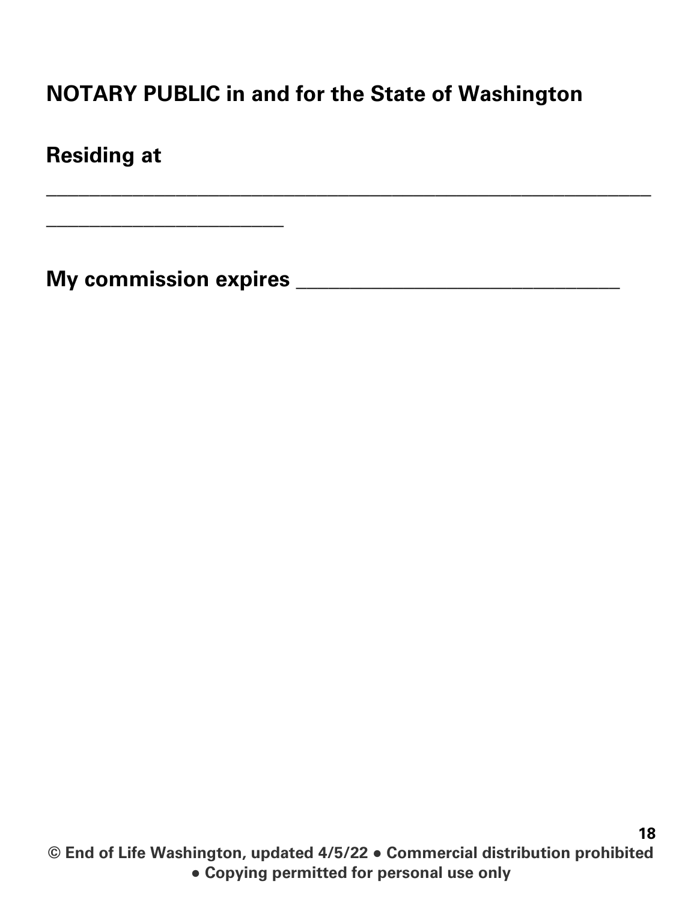**NOTARY PUBLIC in and for the State of Washington**

**Residing at**

______________________________________________________________

________________________

**My commission expires** _________________________________

**© End of Life Washington, updated 4/5/22 • Commercial distribution prohibited • Copying permitted for personal use only**